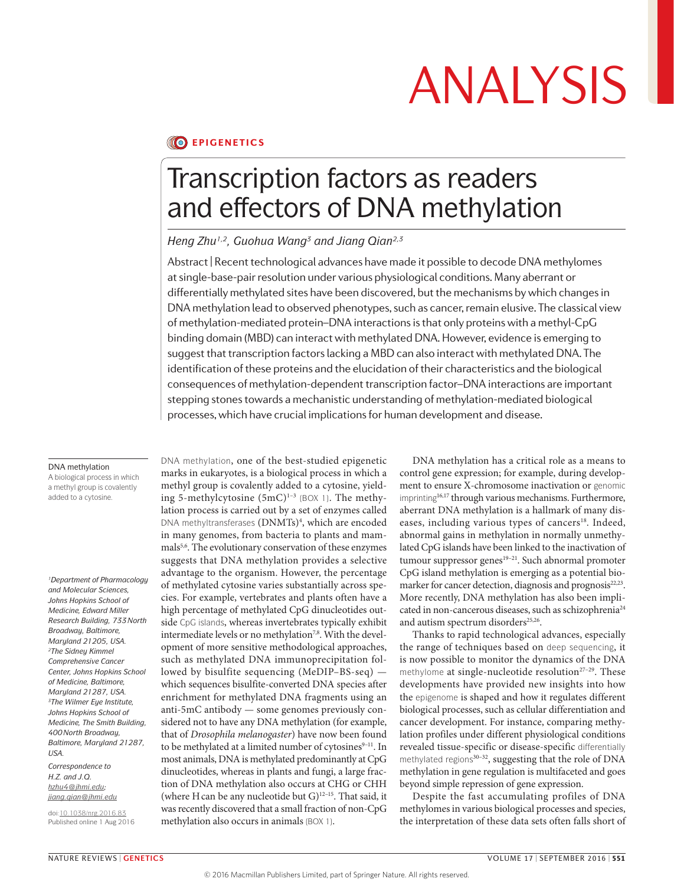ANALYSIS

EPIGENETICS

# Transcription factors as readers and effectors of DNA methylation

*Heng Zhu[1,2], Guohua Wang[3] and Jiang Qian[2,3]*

Abstract | Recent technological advances have made it possible to decode DNA methylomes at single-base-pair resolution under various physiological conditions. Many aberrant or differentially methylated sites have been discovered, but the mechanisms by which changes in DNA methylation lead to observed phenotypes, such as cancer, remain elusive. The classical view of methylation-mediated protein–DNA interactions is that only proteins with a methyl-CpG binding domain (MBD) can interact with methylated DNA. However, evidence is emerging to suggest that transcription factors lacking a MBD can also interact with methylated DNA. The identification of these proteins and the elucidation of their characteristics and the biological consequences of methylation-dependent transcription factor–DNA interactions are important stepping stones towards a mechanistic understanding of methylation-mediated biological processes, which have crucial implications for human development and disease.

DNA methylation
A biological process in which a methyl group is covalently added to a cytosine.

*[1]Department of Pharmacology and Molecular Sciences, Johns Hopkins School of Medicine, Edward Miller Research Building, 733 North Broadway, Baltimore, Maryland 21205, USA.*
*[2]The Sidney Kimmel Comprehensive Cancer Center, Johns Hopkins School of Medicine, Baltimore, Maryland 21287, USA.*
*[3]The Wilmer Eye Institute, Johns Hopkins School of Medicine, The Smith Building, 400 North Broadway, Baltimore, Maryland 21287, USA.*

*Correspondence to H.Z. and J.Q.*
*hzhu4@jhmi.edu;*
*jiang.qian@jhmi.edu*

doi:10.1038/nrg.2016.83
Published online 1 Aug 2016

DNA methylation, one of the best-studied epigenetic marks in eukaryotes, is a biological process in which a methyl group is covalently added to a cytosine, yielding 5-methylcytosine (5mC)[1–3] (BOX 1). The methylation process is carried out by a set of enzymes called DNA methyltransferases (DNMTs)[4], which are encoded in many genomes, from bacteria to plants and mammals[5,6]. The evolutionary conservation of these enzymes suggests that DNA methylation provides a selective advantage to the organism. However, the percentage of methylated cytosine varies substantially across species. For example, vertebrates and plants often have a high percentage of methylated CpG dinucleotides outside CpG islands, whereas invertebrates typically exhibit intermediate levels or no methylation[7,8]. With the development of more sensitive methodological approaches, such as methylated DNA immunoprecipitation followed by bisulfite sequencing (MeDIP–BS-seq) — which sequences bisulfite-converted DNA species after enrichment for methylated DNA fragments using an anti-5mC antibody — some genomes previously considered not to have any DNA methylation (for example, that of *Drosophila melanogaster*) have now been found to be methylated at a limited number of cytosines[9–11]. In most animals, DNA is methylated predominantly at CpG dinucleotides, whereas in plants and fungi, a large fraction of DNA methylation also occurs at CHG or CHH (where H can be any nucleotide but G)[12–15]. That said, it was recently discovered that a small fraction of non-CpG methylation also occurs in animals (BOX 1).

DNA methylation has a critical role as a means to control gene expression; for example, during development to ensure X-chromosome inactivation or genomic imprinting[16,17] through various mechanisms. Furthermore, aberrant DNA methylation is a hallmark of many diseases, including various types of cancers[18]. Indeed, abnormal gains in methylation in normally unmethylated CpG islands have been linked to the inactivation of tumour suppressor genes[19–21]. Such abnormal promoter CpG island methylation is emerging as a potential biomarker for cancer detection, diagnosis and prognosis[22,23]. More recently, DNA methylation has also been implicated in non-cancerous diseases, such as schizophrenia[24] and autism spectrum disorders[25,26].

Thanks to rapid technological advances, especially the range of techniques based on deep sequencing, it is now possible to monitor the dynamics of the DNA methylome at single-nucleotide resolution[27–29]. These developments have provided new insights into how the epigenome is shaped and how it regulates different biological processes, such as cellular differentiation and cancer development. For instance, comparing methylation profiles under different physiological conditions revealed tissue-specific or disease-specific differentially methylated regions[30–32], suggesting that the role of DNA methylation in gene regulation is multifaceted and goes beyond simple repression of gene expression.

Despite the fast accumulating profiles of DNA methylomes in various biological processes and species, the interpretation of these data sets often falls short of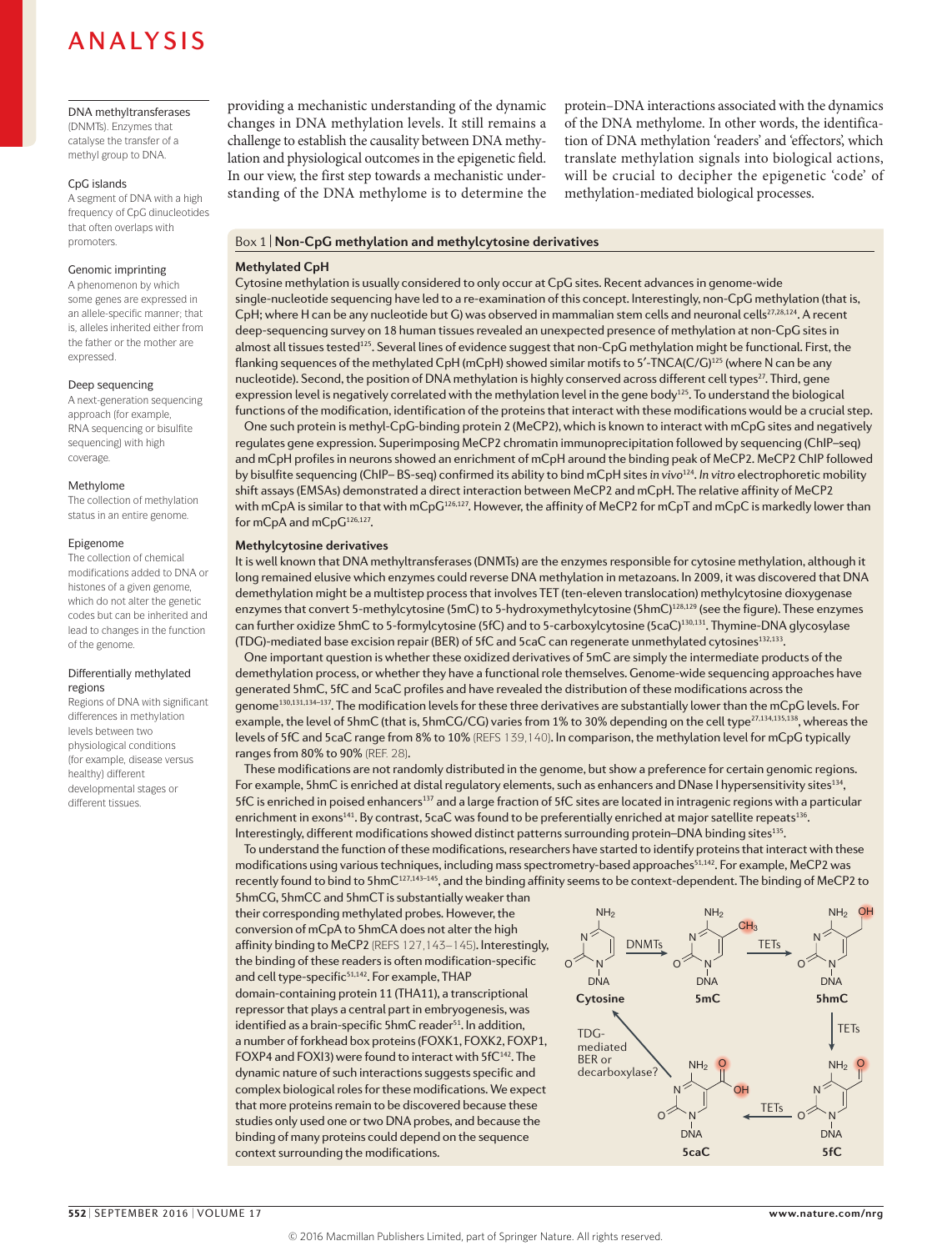providing a mechanistic understanding of the dynamic changes in DNA methylation levels. It still remains a challenge to establish the causality between DNA methylation and physiological outcomes in the epigenetic field. In our view, the first step towards a mechanistic understanding of the DNA methylome is to determine the protein–DNA interactions associated with the dynamics of the DNA methylome. In other words, the identification of DNA methylation 'readers' and 'effectors', which translate methylation signals into biological actions, will be crucial to decipher the epigenetic 'code' of methylation-mediated biological processes.

**DNA methyltransferases**
(DNMTs). Enzymes that catalyse the transfer of a methyl group to DNA.

**CpG islands**
A segment of DNA with a high frequency of CpG dinucleotides that often overlaps with promoters.

**Genomic imprinting**
A phenomenon by which some genes are expressed in an allele-specific manner; that is, alleles inherited either from the father or the mother are expressed.

**Deep sequencing**
A next-generation sequencing approach (for example, RNA sequencing or bisulfite sequencing) with high coverage.

**Methylome**
The collection of methylation status in an entire genome.

**Epigenome**
The collection of chemical modifications added to DNA or histones of a given genome, which do not alter the genetic codes but can be inherited and lead to changes in the function of the genome.

**Differentially methylated regions**
Regions of DNA with significant differences in methylation levels between two physiological conditions (for example, disease versus healthy) different developmental stages or different tissues.

## Box 1 | Non-CpG methylation and methylcytosine derivatives

### Methylated CpH

Cytosine methylation is usually considered to only occur at CpG sites. Recent advances in genome-wide single-nucleotide sequencing have led to a re-examination of this concept. Interestingly, non-CpG methylation (that is, CpH; where H can be any nucleotide but G) was observed in mammalian stem cells and neuronal cells[27,28,124]. A recent deep-sequencing survey on 18 human tissues revealed an unexpected presence of methylation at non-CpG sites in almost all tissues tested[125]. Several lines of evidence suggest that non-CpG methylation might be functional. First, the flanking sequences of the methylated CpH (mCpH) showed similar motifs to 5′-TNCA(C/G)[125] (where N can be any nucleotide). Second, the position of DNA methylation is highly conserved across different cell types[27]. Third, gene expression level is negatively correlated with the methylation level in the gene body[125]. To understand the biological functions of the modification, identification of the proteins that interact with these modifications would be a crucial step.

One such protein is methyl-CpG-binding protein 2 (MeCP2), which is known to interact with mCpG sites and negatively regulates gene expression. Superimposing MeCP2 chromatin immunoprecipitation followed by sequencing (ChIP–seq) and mCpH profiles in neurons showed an enrichment of mCpH around the binding peak of MeCP2. MeCP2 ChIP followed by bisulfite sequencing (ChIP– BS-seq) confirmed its ability to bind mCpH sites *in vivo*[124]. *In vitro* electrophoretic mobility shift assays (EMSAs) demonstrated a direct interaction between MeCP2 and mCpH. The relative affinity of MeCP2 with mCpA is similar to that with mCpG[126,127]. However, the affinity of MeCP2 for mCpT and mCpC is markedly lower than for mCpA and mCpG[126,127].

### Methylcytosine derivatives

It is well known that DNA methyltransferases (DNMTs) are the enzymes responsible for cytosine methylation, although it long remained elusive which enzymes could reverse DNA methylation in metazoans. In 2009, it was discovered that DNA demethylation might be a multistep process that involves TET (ten-eleven translocation) methylcytosine dioxygenase enzymes that convert 5-methylcytosine (5mC) to 5-hydroxymethylcytosine (5hmC)[128,129] (see the figure). These enzymes can further oxidize 5hmC to 5-formylcytosine (5fC) and to 5-carboxylcytosine (5caC)[130,131]. Thymine-DNA glycosylase (TDG)-mediated base excision repair (BER) of 5fC and 5caC can regenerate unmethylated cytosines[132,133].

One important question is whether these oxidized derivatives of 5mC are simply the intermediate products of the demethylation process, or whether they have a functional role themselves. Genome-wide sequencing approaches have generated 5hmC, 5fC and 5caC profiles and have revealed the distribution of these modifications across the genome[130,131,134–137]. The modification levels for these three derivatives are substantially lower than the mCpG levels. For example, the level of 5hmC (that is, 5hmCG/CG) varies from 1% to 30% depending on the cell type[27,134,135,138], whereas the levels of 5fC and 5caC range from 8% to 10% (REFS 139,140). In comparison, the methylation level for mCpG typically ranges from 80% to 90% (REF. 28).

These modifications are not randomly distributed in the genome, but show a preference for certain genomic regions. For example, 5hmC is enriched at distal regulatory elements, such as enhancers and DNase I hypersensitivity sites[134], 5fC is enriched in poised enhancers[137] and a large fraction of 5fC sites are located in intragenic regions with a particular enrichment in exons[141]. By contrast, 5caC was found to be preferentially enriched at major satellite repeats[136]. Interestingly, different modifications showed distinct patterns surrounding protein–DNA binding sites[135].

To understand the function of these modifications, researchers have started to identify proteins that interact with these modifications using various techniques, including mass spectrometry-based approaches[51,142]. For example, MeCP2 was recently found to bind to 5hmC[127,143–145], and the binding affinity seems to be context-dependent. The binding of MeCP2 to 5hmCG, 5hmCC and 5hmCT is substantially weaker than their corresponding methylated probes. However, the conversion of mCpA to 5hmCA does not alter the high affinity binding to MeCP2 (REFS 127,143–145). Interestingly, the binding of these readers is often modification-specific and cell type-specific[51,142]. For example, THAP domain-containing protein 11 (THA11), a transcriptional repressor that plays a central part in embryogenesis, was identified as a brain-specific 5hmC reader[51]. In addition, a number of forkhead box proteins (FOXK1, FOXK2, FOXP1, FOXP4 and FOXI3) were found to interact with 5fC[142]. The dynamic nature of such interactions suggests specific and complex biological roles for these modifications. We expect that more proteins remain to be discovered because these studies only used one or two DNA probes, and because the binding of many proteins could depend on the sequence context surrounding the modifications.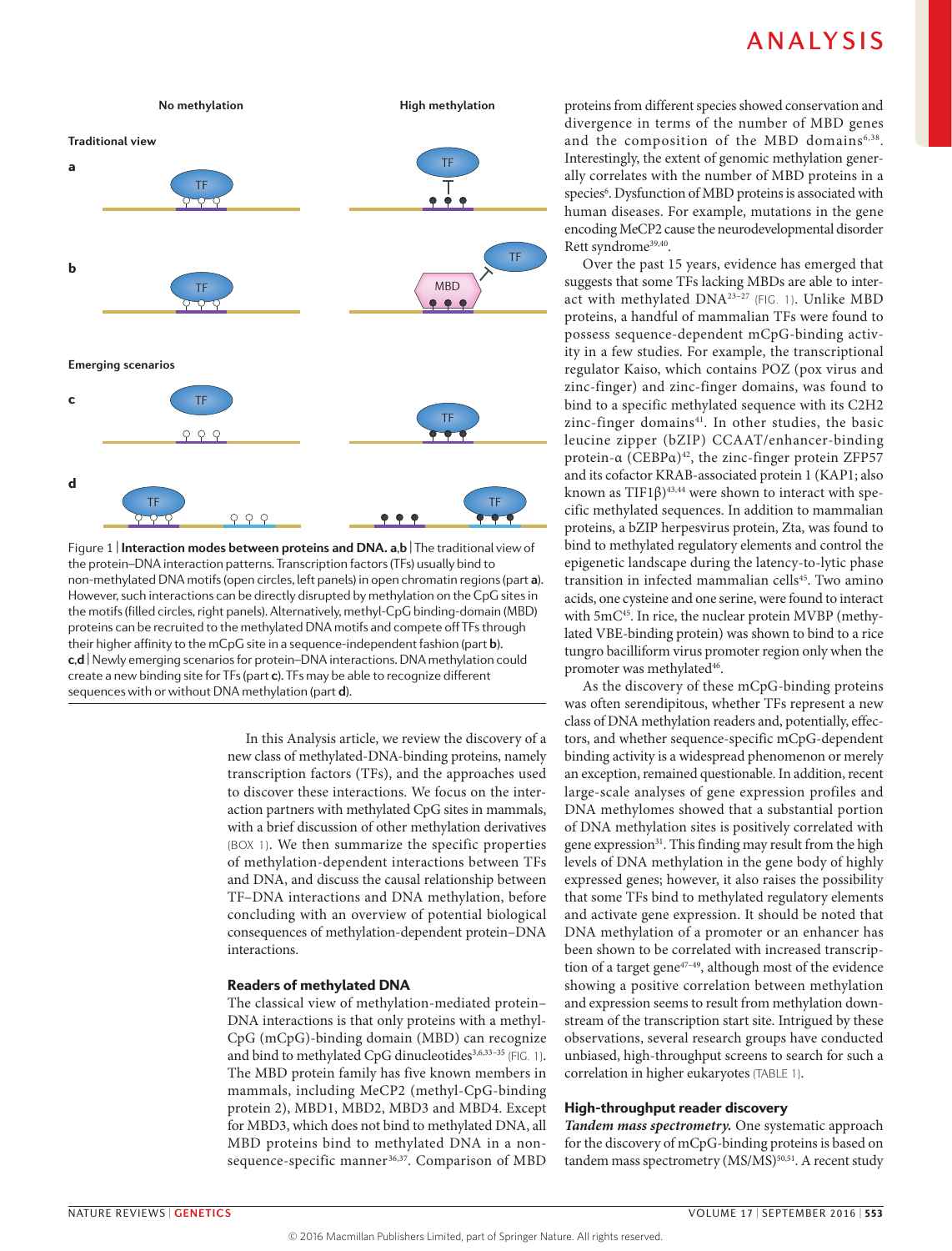Figure 1 | **Interaction modes between proteins and DNA. a,b** | The traditional view of the protein–DNA interaction patterns. Transcription factors (TFs) usually bind to non-methylated DNA motifs (open circles, left panels) in open chromatin regions (part **a**). However, such interactions can be directly disrupted by methylation on the CpG sites in the motifs (filled circles, right panels). Alternatively, methyl-CpG binding-domain (MBD) proteins can be recruited to the methylated DNA motifs and compete off TFs through their higher affinity to the mCpG site in a sequence-independent fashion (part **b**). **c,d** | Newly emerging scenarios for protein–DNA interactions. DNA methylation could create a new binding site for TFs (part **c**). TFs may be able to recognize different sequences with or without DNA methylation (part **d**).

In this Analysis article, we review the discovery of a new class of methylated-DNA-binding proteins, namely transcription factors (TFs), and the approaches used to discover these interactions. We focus on the interaction partners with methylated CpG sites in mammals, with a brief discussion of other methylation derivatives (BOX 1). We then summarize the specific properties of methylation-dependent interactions between TFs and DNA, and discuss the causal relationship between TF–DNA interactions and DNA methylation, before concluding with an overview of potential biological consequences of methylation-dependent protein–DNA interactions.

## Readers of methylated DNA

The classical view of methylation-mediated protein–DNA interactions is that only proteins with a methyl-CpG (mCpG)-binding domain (MBD) can recognize and bind to methylated CpG dinucleotides[3,6,33–35] (FIG. 1). The MBD protein family has five known members in mammals, including MeCP2 (methyl-CpG-binding protein 2), MBD1, MBD2, MBD3 and MBD4. Except for MBD3, which does not bind to methylated DNA, all MBD proteins bind to methylated DNA in a non-sequence-specific manner[36,37]. Comparison of MBD proteins from different species showed conservation and divergence in terms of the number of MBD genes and the composition of the MBD domains[6,38]. Interestingly, the extent of genomic methylation generally correlates with the number of MBD proteins in a species[6]. Dysfunction of MBD proteins is associated with human diseases. For example, mutations in the gene encoding MeCP2 cause the neurodevelopmental disorder Rett syndrome[39,40].

Over the past 15 years, evidence has emerged that suggests that some TFs lacking MBDs are able to interact with methylated DNA[23–27] (FIG. 1). Unlike MBD proteins, a handful of mammalian TFs were found to possess sequence-dependent mCpG-binding activity in a few studies. For example, the transcriptional regulator Kaiso, which contains POZ (pox virus and zinc-finger) and zinc-finger domains, was found to bind to a specific methylated sequence with its C2H2 zinc-finger domains[41]. In other studies, the basic leucine zipper (bZIP) CCAAT/enhancer-binding protein-α (CEBPα)[42], the zinc-finger protein ZFP57 and its cofactor KRAB-associated protein 1 (KAP1; also known as TIF1β)[43,44] were shown to interact with specific methylated sequences. In addition to mammalian proteins, a bZIP herpesvirus protein, Zta, was found to bind to methylated regulatory elements and control the epigenetic landscape during the latency-to-lytic phase transition in infected mammalian cells[45]. Two amino acids, one cysteine and one serine, were found to interact with 5mC[45]. In rice, the nuclear protein MVBP (methylated VBE-binding protein) was shown to bind to a rice tungro bacilliform virus promoter region only when the promoter was methylated[46].

As the discovery of these mCpG-binding proteins was often serendipitous, whether TFs represent a new class of DNA methylation readers and, potentially, effectors, and whether sequence-specific mCpG-dependent binding activity is a widespread phenomenon or merely an exception, remained questionable. In addition, recent large-scale analyses of gene expression profiles and DNA methylomes showed that a substantial portion of DNA methylation sites is positively correlated with gene expression[31]. This finding may result from the high levels of DNA methylation in the gene body of highly expressed genes; however, it also raises the possibility that some TFs bind to methylated regulatory elements and activate gene expression. It should be noted that DNA methylation of a promoter or an enhancer has been shown to be correlated with increased transcription of a target gene[47–49], although most of the evidence showing a positive correlation between methylation and expression seems to result from methylation downstream of the transcription start site. Intrigued by these observations, several research groups have conducted unbiased, high-throughput screens to search for such a correlation in higher eukaryotes (TABLE 1).

## High-throughput reader discovery

***Tandem mass spectrometry.*** One systematic approach for the discovery of mCpG-binding proteins is based on tandem mass spectrometry (MS/MS)[50,51]. A recent study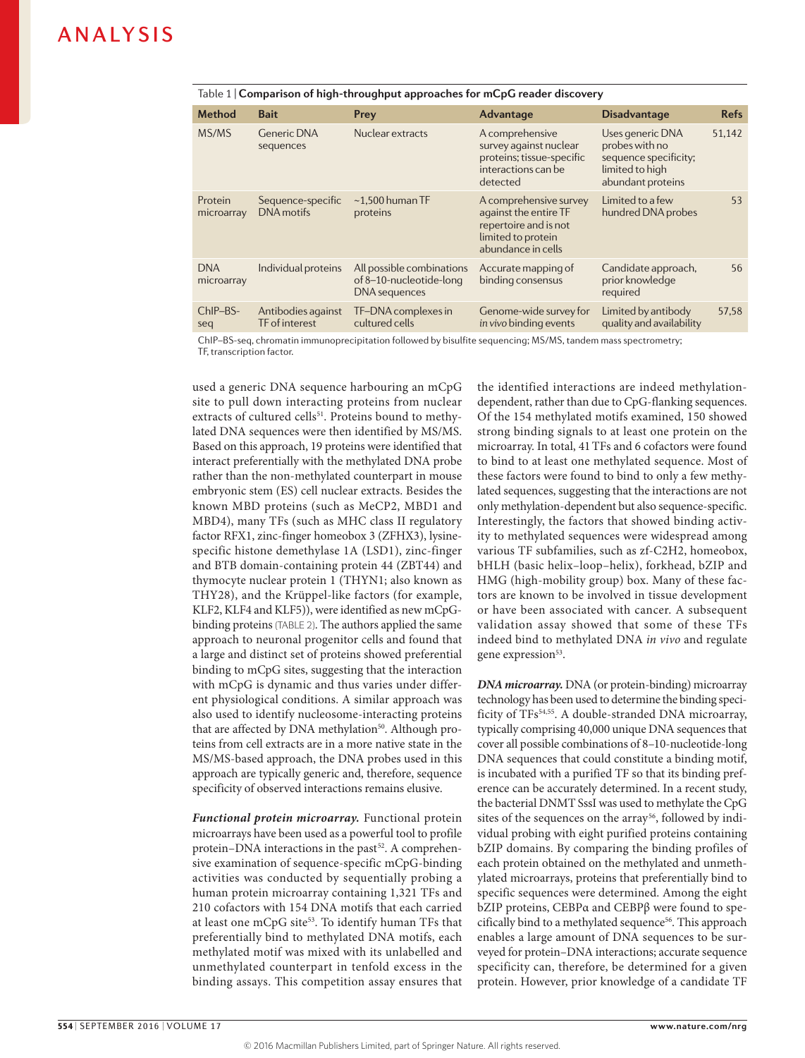Table 1 | **Comparison of high-throughput approaches for mCpG reader discovery**

| Method | Bait | Prey | Advantage | Disadvantage | Refs |
|---|---|---|---|---|---|
| MS/MS | Generic DNA sequences | Nuclear extracts | A comprehensive survey against nuclear proteins; tissue-specific interactions can be detected | Uses generic DNA probes with no sequence specificity; limited to high abundant proteins | 51,142 |
| Protein microarray | Sequence-specific DNA motifs | ~1,500 human TF proteins | A comprehensive survey against the entire TF repertoire and is not limited to protein abundance in cells | Limited to a few hundred DNA probes | 53 |
| DNA microarray | Individual proteins | All possible combinations of 8–10-nucleotide-long DNA sequences | Accurate mapping of binding consensus | Candidate approach, prior knowledge required | 56 |
| ChIP–BS-seq | Antibodies against TF of interest | TF–DNA complexes in cultured cells | Genome-wide survey for *in vivo* binding events | Limited by antibody quality and availability | 57,58 |

ChIP–BS-seq, chromatin immunoprecipitation followed by bisulfite sequencing; MS/MS, tandem mass spectrometry; TF, transcription factor.

used a generic DNA sequence harbouring an mCpG site to pull down interacting proteins from nuclear extracts of cultured cells[51]. Proteins bound to methylated DNA sequences were then identified by MS/MS. Based on this approach, 19 proteins were identified that interact preferentially with the methylated DNA probe rather than the non-methylated counterpart in mouse embryonic stem (ES) cell nuclear extracts. Besides the known MBD proteins (such as MeCP2, MBD1 and MBD4), many TFs (such as MHC class II regulatory factor RFX1, zinc-finger homeobox 3 (ZFHX3), lysine-specific histone demethylase 1A (LSD1), zinc-finger and BTB domain-containing protein 44 (ZBT44) and thymocyte nuclear protein 1 (THYN1; also known as THY28), and the Krüppel-like factors (for example, KLF2, KLF4 and KLF5)), were identified as new mCpG-binding proteins (TABLE 2). The authors applied the same approach to neuronal progenitor cells and found that a large and distinct set of proteins showed preferential binding to mCpG sites, suggesting that the interaction with mCpG is dynamic and thus varies under different physiological conditions. A similar approach was also used to identify nucleosome-interacting proteins that are affected by DNA methylation[50]. Although proteins from cell extracts are in a more native state in the MS/MS-based approach, the DNA probes used in this approach are typically generic and, therefore, sequence specificity of observed interactions remains elusive.

***Functional protein microarray.*** Functional protein microarrays have been used as a powerful tool to profile protein–DNA interactions in the past[52]. A comprehensive examination of sequence-specific mCpG-binding activities was conducted by sequentially probing a human protein microarray containing 1,321 TFs and 210 cofactors with 154 DNA motifs that each carried at least one mCpG site[53]. To identify human TFs that preferentially bind to methylated DNA motifs, each methylated motif was mixed with its unlabelled and unmethylated counterpart in tenfold excess in the binding assays. This competition assay ensures that the identified interactions are indeed methylation-dependent, rather than due to CpG-flanking sequences. Of the 154 methylated motifs examined, 150 showed strong binding signals to at least one protein on the microarray. In total, 41 TFs and 6 cofactors were found to bind to at least one methylated sequence. Most of these factors were found to bind to only a few methylated sequences, suggesting that the interactions are not only methylation-dependent but also sequence-specific. Interestingly, the factors that showed binding activity to methylated sequences were widespread among various TF subfamilies, such as zf-C2H2, homeobox, bHLH (basic helix–loop–helix), forkhead, bZIP and HMG (high-mobility group) box. Many of these factors are known to be involved in tissue development or have been associated with cancer. A subsequent validation assay showed that some of these TFs indeed bind to methylated DNA *in vivo* and regulate gene expression[53].

***DNA microarray.*** DNA (or protein-binding) microarray technology has been used to determine the binding specificity of TFs[54,55]. A double-stranded DNA microarray, typically comprising 40,000 unique DNA sequences that cover all possible combinations of 8–10-nucleotide-long DNA sequences that could constitute a binding motif, is incubated with a purified TF so that its binding preference can be accurately determined. In a recent study, the bacterial DNMT SssI was used to methylate the CpG sites of the sequences on the array[56], followed by individual probing with eight purified proteins containing bZIP domains. By comparing the binding profiles of each protein obtained on the methylated and unmethylated microarrays, proteins that preferentially bind to specific sequences were determined. Among the eight bZIP proteins, CEBPα and CEBPβ were found to specifically bind to a methylated sequence[56]. This approach enables a large amount of DNA sequences to be surveyed for protein–DNA interactions; accurate sequence specificity can, therefore, be determined for a given protein. However, prior knowledge of a candidate TF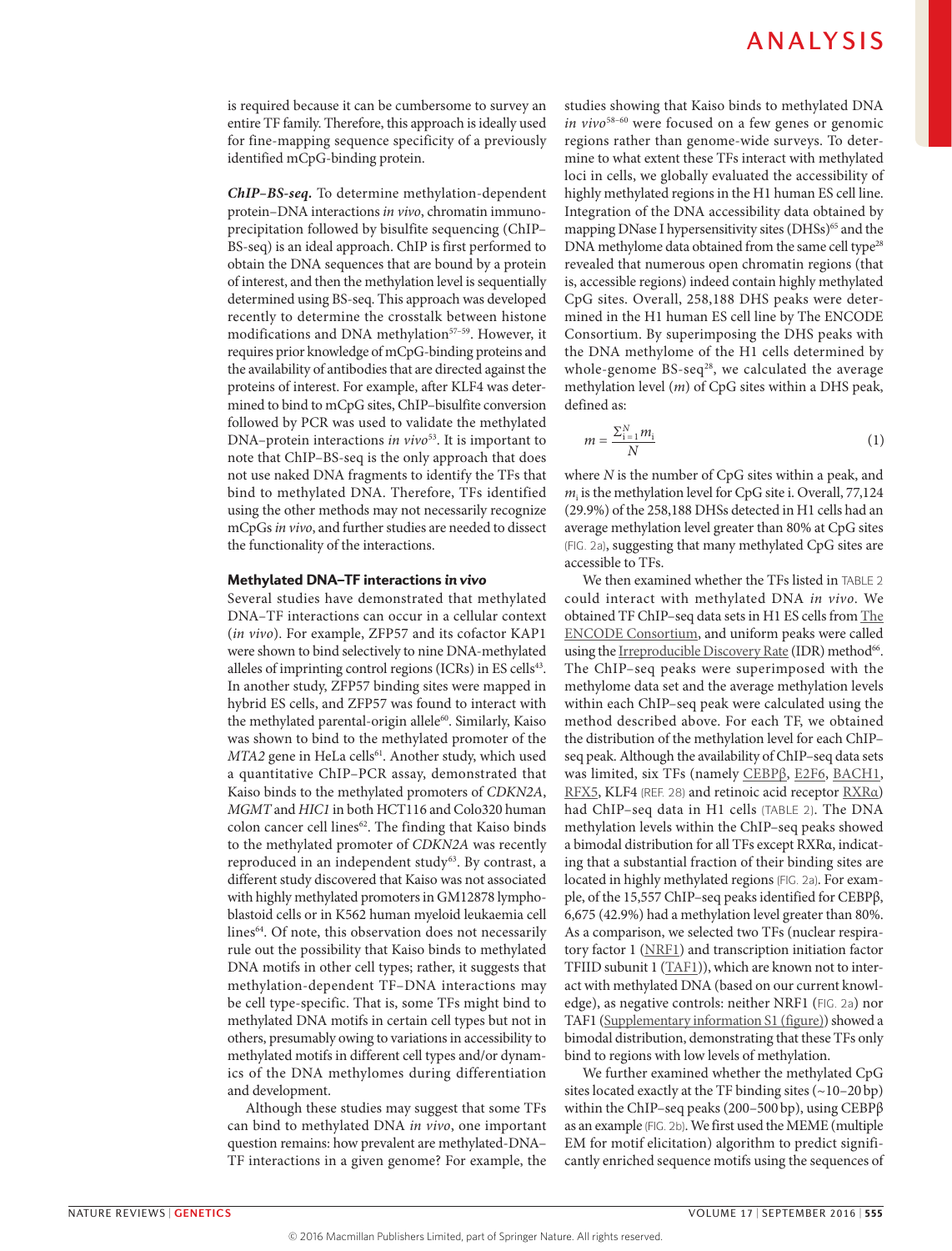is required because it can be cumbersome to survey an entire TF family. Therefore, this approach is ideally used for fine-mapping sequence specificity of a previously identified mCpG-binding protein.

***ChIP–BS-seq.*** To determine methylation-dependent protein–DNA interactions *in vivo*, chromatin immunoprecipitation followed by bisulfite sequencing (ChIP–BS-seq) is an ideal approach. ChIP is first performed to obtain the DNA sequences that are bound by a protein of interest, and then the methylation level is sequentially determined using BS-seq. This approach was developed recently to determine the crosstalk between histone modifications and DNA methylation[57–59]. However, it requires prior knowledge of mCpG-binding proteins and the availability of antibodies that are directed against the proteins of interest. For example, after KLF4 was determined to bind to mCpG sites, ChIP–bisulfite conversion followed by PCR was used to validate the methylated DNA–protein interactions *in vivo*[53]. It is important to note that ChIP–BS-seq is the only approach that does not use naked DNA fragments to identify the TFs that bind to methylated DNA. Therefore, TFs identified using the other methods may not necessarily recognize mCpGs *in vivo*, and further studies are needed to dissect the functionality of the interactions.

## Methylated DNA–TF interactions *in vivo*

Several studies have demonstrated that methylated DNA–TF interactions can occur in a cellular context (*in vivo*). For example, ZFP57 and its cofactor KAP1 were shown to bind selectively to nine DNA-methylated alleles of imprinting control regions (ICRs) in ES cells[43]. In another study, ZFP57 binding sites were mapped in hybrid ES cells, and ZFP57 was found to interact with the methylated parental-origin allele[60]. Similarly, Kaiso was shown to bind to the methylated promoter of the *MTA2* gene in HeLa cells[61]. Another study, which used a quantitative ChIP–PCR assay, demonstrated that Kaiso binds to the methylated promoters of *CDKN2A*, *MGMT* and *HIC1* in both HCT116 and Colo320 human colon cancer cell lines[62]. The finding that Kaiso binds to the methylated promoter of *CDKN2A* was recently reproduced in an independent study[63]. By contrast, a different study discovered that Kaiso was not associated with highly methylated promoters in GM12878 lymphoblastoid cells or in K562 human myeloid leukaemia cell lines[64]. Of note, this observation does not necessarily rule out the possibility that Kaiso binds to methylated DNA motifs in other cell types; rather, it suggests that methylation-dependent TF–DNA interactions may be cell type-specific. That is, some TFs might bind to methylated DNA motifs in certain cell types but not in others, presumably owing to variations in accessibility to methylated motifs in different cell types and/or dynamics of the DNA methylomes during differentiation and development.

Although these studies may suggest that some TFs can bind to methylated DNA *in vivo*, one important question remains: how prevalent are methylated-DNA–TF interactions in a given genome? For example, the studies showing that Kaiso binds to methylated DNA *in vivo*[58–60] were focused on a few genes or genomic regions rather than genome-wide surveys. To determine to what extent these TFs interact with methylated loci in cells, we globally evaluated the accessibility of highly methylated regions in the H1 human ES cell line. Integration of the DNA accessibility data obtained by mapping DNase I hypersensitivity sites (DHSs)[65] and the DNA methylome data obtained from the same cell type[28] revealed that numerous open chromatin regions (that is, accessible regions) indeed contain highly methylated CpG sites. Overall, 258,188 DHS peaks were determined in the H1 human ES cell line by The ENCODE Consortium. By superimposing the DHS peaks with the DNA methylome of the H1 cells determined by whole-genome BS-seq[28], we calculated the average methylation level ($m$) of CpG sites within a DHS peak, defined as:

$$m = \frac{\sum_{i=1}^{N} m_i}{N} \quad (1)$$

where $N$ is the number of CpG sites within a peak, and $m_i$ is the methylation level for CpG site i. Overall, 77,124 (29.9%) of the 258,188 DHSs detected in H1 cells had an average methylation level greater than 80% at CpG sites (FIG. 2a), suggesting that many methylated CpG sites are accessible to TFs.

We then examined whether the TFs listed in TABLE 2 could interact with methylated DNA *in vivo*. We obtained TF ChIP–seq data sets in H1 ES cells from The ENCODE Consortium, and uniform peaks were called using the Irreproducible Discovery Rate (IDR) method[66]. The ChIP–seq peaks were superimposed with the methylome data set and the average methylation levels within each ChIP–seq peak were calculated using the method described above. For each TF, we obtained the distribution of the methylation level for each ChIP–seq peak. Although the availability of ChIP–seq data sets was limited, six TFs (namely CEBPβ, E2F6, BACH1, RFX5, KLF4 (REF. 28) and retinoic acid receptor RXRα) had ChIP–seq data in H1 cells (TABLE 2). The DNA methylation levels within the ChIP–seq peaks showed a bimodal distribution for all TFs except RXRα, indicating that a substantial fraction of their binding sites are located in highly methylated regions (FIG. 2a). For example, of the 15,557 ChIP–seq peaks identified for CEBPβ, 6,675 (42.9%) had a methylation level greater than 80%. As a comparison, we selected two TFs (nuclear respiratory factor 1 (NRF1) and transcription initiation factor TFIID subunit 1 (TAF1)), which are known not to interact with methylated DNA (based on our current knowledge), as negative controls: neither NRF1 (FIG. 2a) nor TAF1 (Supplementary information S1 (figure)) showed a bimodal distribution, demonstrating that these TFs only bind to regions with low levels of methylation.

We further examined whether the methylated CpG sites located exactly at the TF binding sites (~10–20 bp) within the ChIP–seq peaks (200–500 bp), using CEBPβ as an example (FIG. 2b). We first used the MEME (multiple EM for motif elicitation) algorithm to predict significantly enriched sequence motifs using the sequences of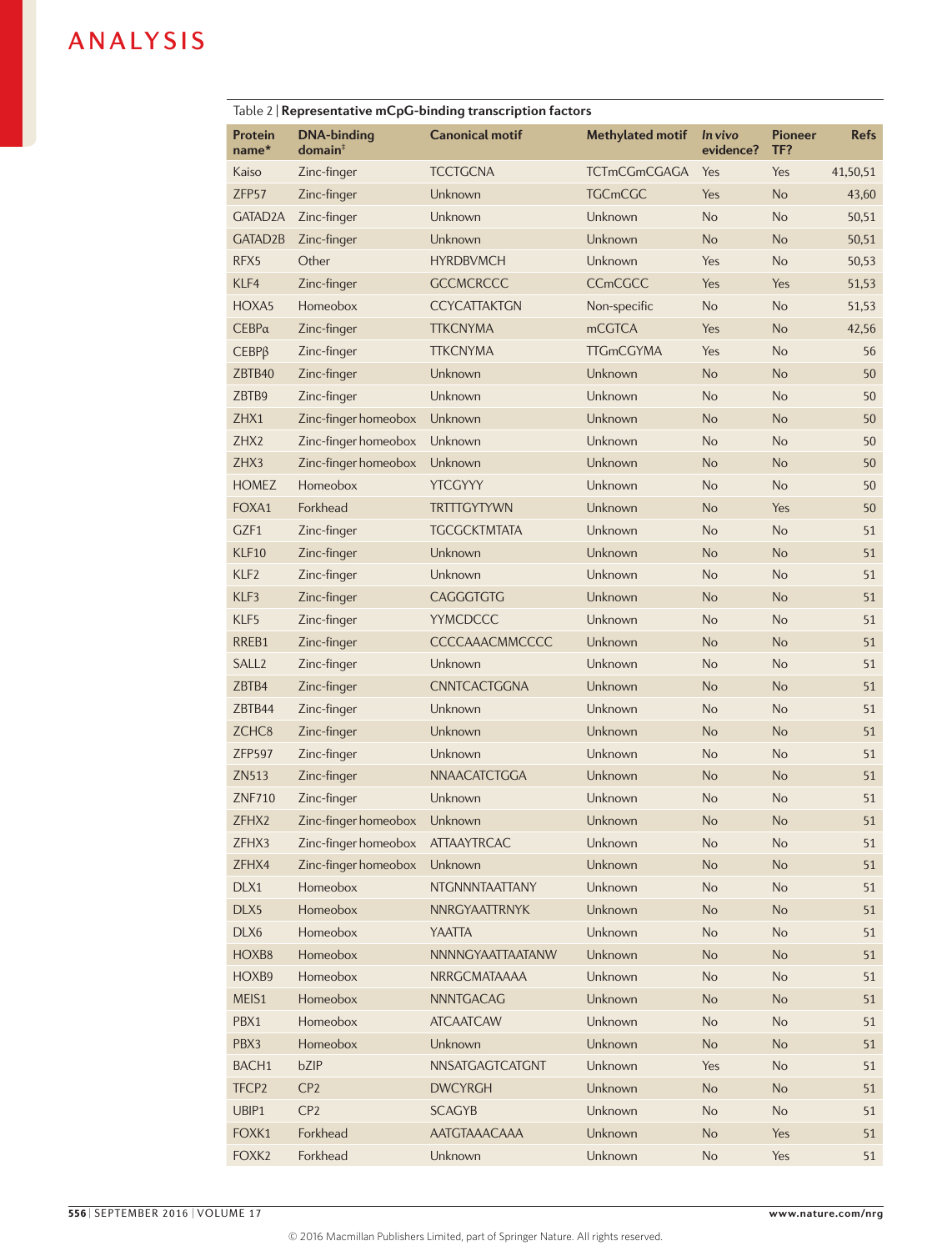Table 2 | **Representative mCpG-binding transcription factors**

| Protein name* | DNA-binding domain‡ | Canonical motif | Methylated motif | *In vivo* evidence? | Pioneer TF? | Refs |
|---|---|---|---|---|---|---|
| Kaiso | Zinc-finger | TCCTGCNA | TCTmCGmCGAGA | Yes | Yes | 41,50,51 |
| ZFP57 | Zinc-finger | Unknown | TGCmCGC | Yes | No | 43,60 |
| GATAD2A | Zinc-finger | Unknown | Unknown | No | No | 50,51 |
| GATAD2B | Zinc-finger | Unknown | Unknown | No | No | 50,51 |
| RFX5 | Other | HYRDBVMCH | Unknown | Yes | No | 50,53 |
| KLF4 | Zinc-finger | GCCMCRCCC | CCmCGCC | Yes | Yes | 51,53 |
| HOXA5 | Homeobox | CCYCATTAKTGN | Non-specific | No | No | 51,53 |
| CEBPα | Zinc-finger | TTKCNYMA | mCGTCA | Yes | No | 42,56 |
| CEBPβ | Zinc-finger | TTKCNYMA | TTGmCGYMA | Yes | No | 56 |
| ZBTB40 | Zinc-finger | Unknown | Unknown | No | No | 50 |
| ZBTB9 | Zinc-finger | Unknown | Unknown | No | No | 50 |
| ZHX1 | Zinc-finger homeobox | Unknown | Unknown | No | No | 50 |
| ZHX2 | Zinc-finger homeobox | Unknown | Unknown | No | No | 50 |
| ZHX3 | Zinc-finger homeobox | Unknown | Unknown | No | No | 50 |
| HOMEZ | Homeobox | YTCGYYY | Unknown | No | No | 50 |
| FOXA1 | Forkhead | TRTTTGYTYWN | Unknown | No | Yes | 50 |
| GZF1 | Zinc-finger | TGCGCKTMTATA | Unknown | No | No | 51 |
| KLF10 | Zinc-finger | Unknown | Unknown | No | No | 51 |
| KLF2 | Zinc-finger | Unknown | Unknown | No | No | 51 |
| KLF3 | Zinc-finger | CAGGGTGTG | Unknown | No | No | 51 |
| KLF5 | Zinc-finger | YYMCDCCC | Unknown | No | No | 51 |
| RREB1 | Zinc-finger | CCCCAAACMMCCCC | Unknown | No | No | 51 |
| SALL2 | Zinc-finger | Unknown | Unknown | No | No | 51 |
| ZBTB4 | Zinc-finger | CNNTCACTGGNA | Unknown | No | No | 51 |
| ZBTB44 | Zinc-finger | Unknown | Unknown | No | No | 51 |
| ZCHC8 | Zinc-finger | Unknown | Unknown | No | No | 51 |
| ZFP597 | Zinc-finger | Unknown | Unknown | No | No | 51 |
| ZN513 | Zinc-finger | NNAACATCTGGA | Unknown | No | No | 51 |
| ZNF710 | Zinc-finger | Unknown | Unknown | No | No | 51 |
| ZFHX2 | Zinc-finger homeobox | Unknown | Unknown | No | No | 51 |
| ZFHX3 | Zinc-finger homeobox | ATTAAYTRCAC | Unknown | No | No | 51 |
| ZFHX4 | Zinc-finger homeobox | Unknown | Unknown | No | No | 51 |
| DLX1 | Homeobox | NTGNNNTAATTANY | Unknown | No | No | 51 |
| DLX5 | Homeobox | NNRGYAATTRNYK | Unknown | No | No | 51 |
| DLX6 | Homeobox | YAATTA | Unknown | No | No | 51 |
| HOXB8 | Homeobox | NNNNGYAATTAATANW | Unknown | No | No | 51 |
| HOXB9 | Homeobox | NRRGCMATAAAA | Unknown | No | No | 51 |
| MEIS1 | Homeobox | NNNTGACAG | Unknown | No | No | 51 |
| PBX1 | Homeobox | ATCAATCAW | Unknown | No | No | 51 |
| PBX3 | Homeobox | Unknown | Unknown | No | No | 51 |
| BACH1 | bZIP | NNSATGAGTCATGNT | Unknown | Yes | No | 51 |
| TFCP2 | CP2 | DWCYRGH | Unknown | No | No | 51 |
| UBIP1 | CP2 | SCAGYB | Unknown | No | No | 51 |
| FOXK1 | Forkhead | AATGTAAACAAA | Unknown | No | Yes | 51 |
| FOXK2 | Forkhead | Unknown | Unknown | No | Yes | 51 |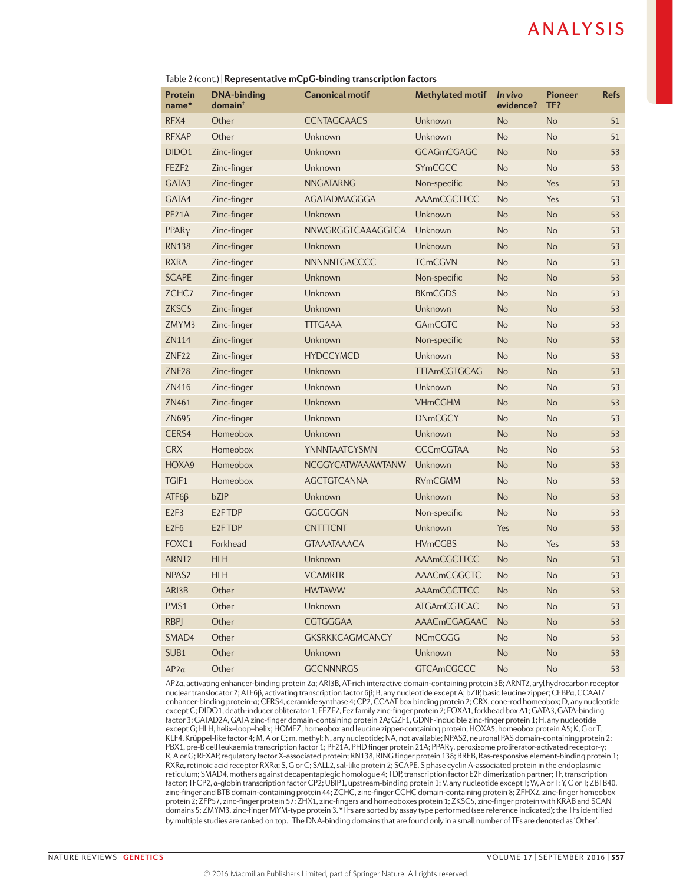Table 2 (cont.) | **Representative mCpG-binding transcription factors**

| Protein name* | DNA-binding domain‡ | Canonical motif | Methylated motif | *In vivo* evidence? | Pioneer TF? | Refs |
|---|---|---|---|---|---|---|
| RFX4 | Other | CCNTAGCAACS | Unknown | No | No | 51 |
| RFXAP | Other | Unknown | Unknown | No | No | 51 |
| DIDO1 | Zinc-finger | Unknown | GCAGmCGAGC | No | No | 53 |
| FEZF2 | Zinc-finger | Unknown | SYmCGCC | No | No | 53 |
| GATA3 | Zinc-finger | NNGATARNG | Non-specific | No | Yes | 53 |
| GATA4 | Zinc-finger | AGATADMAGGGA | AAAmCGCTTCC | No | Yes | 53 |
| PF21A | Zinc-finger | Unknown | Unknown | No | No | 53 |
| PPARγ | Zinc-finger | NNWGRGGTCAAAGGTCA | Unknown | No | No | 53 |
| RN138 | Zinc-finger | Unknown | Unknown | No | No | 53 |
| RXRA | Zinc-finger | NNNNNTGACCCC | TCmCGVN | No | No | 53 |
| SCAPE | Zinc-finger | Unknown | Non-specific | No | No | 53 |
| ZCHC7 | Zinc-finger | Unknown | BKmCGDS | No | No | 53 |
| ZKSC5 | Zinc-finger | Unknown | Unknown | No | No | 53 |
| ZMYM3 | Zinc-finger | TTTGAAA | GAmCGTC | No | No | 53 |
| ZN114 | Zinc-finger | Unknown | Non-specific | No | No | 53 |
| ZNF22 | Zinc-finger | HYDCCYMCD | Unknown | No | No | 53 |
| ZNF28 | Zinc-finger | Unknown | TTTAmCGTGCAG | No | No | 53 |
| ZN416 | Zinc-finger | Unknown | Unknown | No | No | 53 |
| ZN461 | Zinc-finger | Unknown | VHmCGHM | No | No | 53 |
| ZN695 | Zinc-finger | Unknown | DNmCGCY | No | No | 53 |
| CERS4 | Homeobox | Unknown | Unknown | No | No | 53 |
| CRX | Homeobox | YNNNTAATCYSMN | CCCmCGTAA | No | No | 53 |
| HOXA9 | Homeobox | NCGGYCATWAAAWTANW | Unknown | No | No | 53 |
| TGIF1 | Homeobox | AGCTGTCANNA | RVmCGMM | No | No | 53 |
| ATF6β | bZIP | Unknown | Unknown | No | No | 53 |
| E2F3 | E2F TDP | GGCGGGN | Non-specific | No | No | 53 |
| E2F6 | E2F TDP | CNTTTCNT | Unknown | Yes | No | 53 |
| FOXC1 | Forkhead | GTAAATAAACA | HVmCGBS | No | Yes | 53 |
| ARNT2 | HLH | Unknown | AAAmCGCTTCC | No | No | 53 |
| NPAS2 | HLH | VCAMRTR | AAACmCGGCTC | No | No | 53 |
| ARI3B | Other | HWTAWW | AAAmCGCTTCC | No | No | 53 |
| PMS1 | Other | Unknown | ATGAmCGTCAC | No | No | 53 |
| RBPJ | Other | CGTGGGAA | AAACmCGAGAAC | No | No | 53 |
| SMAD4 | Other | GKSRKKCAGMCANCY | NCmCGGG | No | No | 53 |
| SUB1 | Other | Unknown | Unknown | No | No | 53 |
| AP2α | Other | GCCNNNRGS | GTCAmCGCCC | No | No | 53 |

AP2α, activating enhancer-binding protein 2α; ARI3B, AT-rich interactive domain-containing protein 3B; ARNT2, aryl hydrocarbon receptor nuclear translocator 2; ATF6β, activating transcription factor 6β; B, any nucleotide except A; bZIP, basic leucine zipper; CEBPα, CCAAT/enhancer-binding protein-α; CERS4, ceramide synthase 4; CP2, CCAAT box binding protein 2; CRX, cone-rod homeobox; D, any nucleotide except C; DIDO1, death-inducer obliterator 1; FEZF2, Fez family zinc-finger protein 2; FOXA1, forkhead box A1; GATA3, GATA-binding factor 3; GATAD2A, GATA zinc-finger domain-containing protein 2A; GZF1, GDNF-inducible zinc-finger protein 1; H, any nucleotide except G; HLH, helix–loop–helix; HOMEZ, homeobox and leucine zipper-containing protein; HOXA5, homeobox protein A5; K, G or T; KLF4, Krüppel-like factor 4; M, A or C; m, methyl; N, any nucleotide; NA, not available; NPAS2, neuronal PAS domain-containing protein 2; PBX1, pre-B cell leukaemia transcription factor 1; PF21A, PHD finger protein 21A; PPARγ, peroxisome proliferator-activated receptor-γ; R, A or G; RFXAP, regulatory factor X-associated protein; RN138, RING finger protein 138; RREB, Ras-responsive element-binding protein 1; RXRα, retinoic acid receptor RXRα; S, G or C; SALL2, sal-like protein 2; SCAPE, S phase cyclin A-associated protein in the endoplasmic reticulum; SMAD4, mothers against decapentaplegic homologue 4; TDP, transcription factor E2F dimerization partner; TF, transcription factor; TFCP2, α-globin transcription factor CP2; UBIP1, upstream-binding protein 1; V, any nucleotide except T; W, A or T; Y, C or T; ZBTB40, zinc-finger and BTB domain-containing protein 44; ZCHC, zinc-finger CCHC domain-containing protein 8; ZFHX2, zinc-finger homeobox protein 2; ZFP57, zinc-finger protein 57; ZHX1, zinc-fingers and homeoboxes protein 1; ZKSC5, zinc-finger protein with KRAB and SCAN domains 5; ZMYM3, zinc-finger MYM-type protein 3. *TFs are sorted by assay type performed (see reference indicated); the TFs identified by multiple studies are ranked on top. ‡The DNA-binding domains that are found only in a small number of TFs are denoted as 'Other'.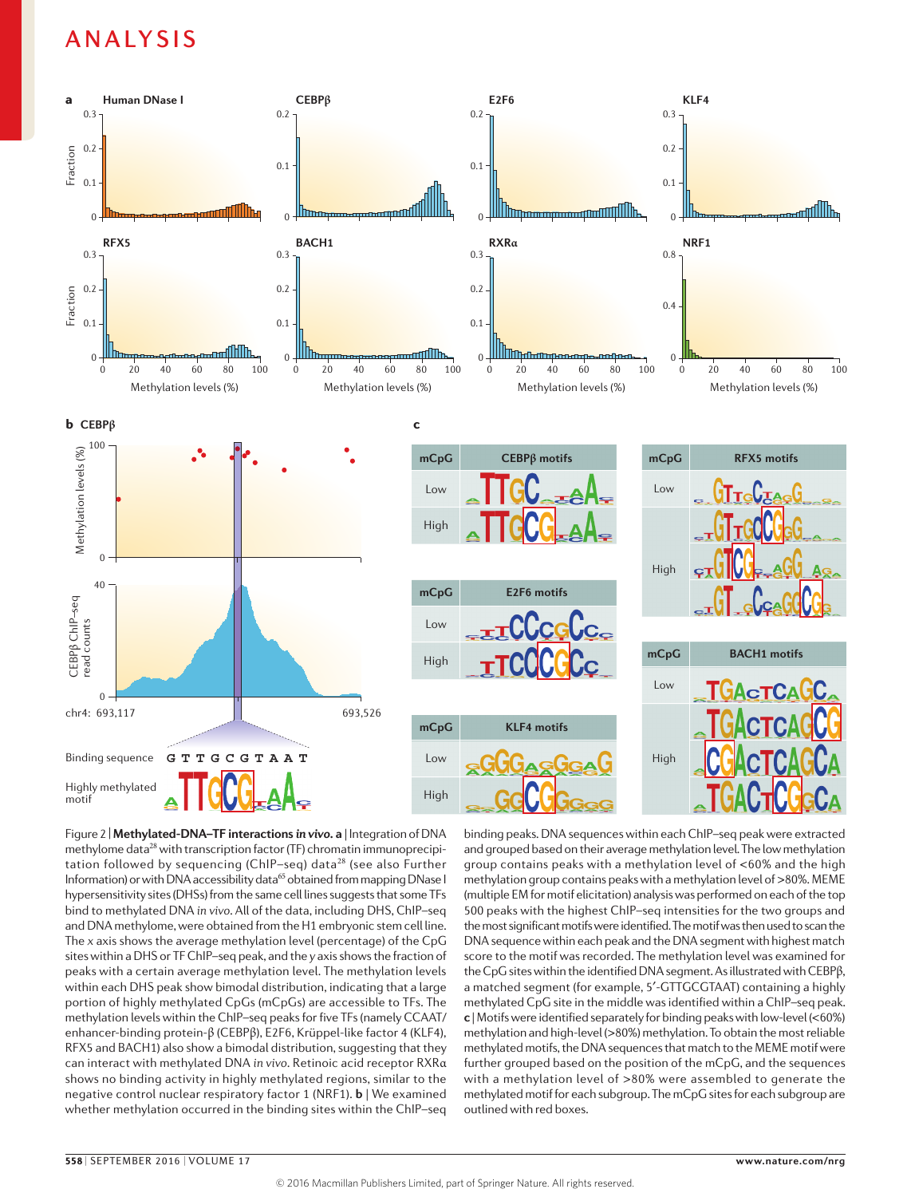Figure 2 | **Methylated-DNA–TF interactions *in vivo*.** **a** | Integration of DNA methylome data[28] with transcription factor (TF) chromatin immunoprecipitation followed by sequencing (ChIP–seq) data[28] (see also Further Information) or with DNA accessibility data[65] obtained from mapping DNase I hypersensitivity sites (DHSs) from the same cell lines suggests that some TFs bind to methylated DNA *in vivo*. All of the data, including DHS, ChIP–seq and DNA methylome, were obtained from the H1 embryonic stem cell line. The *x* axis shows the average methylation level (percentage) of the CpG sites within a DHS or TF ChIP–seq peak, and the *y* axis shows the fraction of peaks with a certain average methylation level. The methylation levels within each DHS peak show bimodal distribution, indicating that a large portion of highly methylated CpGs (mCpGs) are accessible to TFs. The methylation levels within the ChIP–seq peaks for five TFs (namely CCAAT/enhancer-binding protein-β (CEBPβ), E2F6, Krüppel-like factor 4 (KLF4), RFX5 and BACH1) also show a bimodal distribution, suggesting that they can interact with methylated DNA *in vivo*. Retinoic acid receptor RXRα shows no binding activity in highly methylated regions, similar to the negative control nuclear respiratory factor 1 (NRF1). **b** | We examined whether methylation occurred in the binding sites within the ChIP–seq binding peaks. DNA sequences within each ChIP–seq peak were extracted and grouped based on their average methylation level. The low methylation group contains peaks with a methylation level of <60% and the high methylation group contains peaks with a methylation level of >80%. MEME (multiple EM for motif elicitation) analysis was performed on each of the top 500 peaks with the highest ChIP–seq intensities for the two groups and the most significant motifs were identified. The motif was then used to scan the DNA sequence within each peak and the DNA segment with highest match score to the motif was recorded. The methylation level was examined for the CpG sites within the identified DNA segment. As illustrated with CEBPβ, a matched segment (for example, 5′-GTTGCGTAAT) containing a highly methylated CpG site in the middle was identified within a ChIP–seq peak. **c** | Motifs were identified separately for binding peaks with low-level (<60%) methylation and high-level (>80%) methylation. To obtain the most reliable methylated motifs, the DNA sequences that match to the MEME motif were further grouped based on the position of the mCpG, and the sequences with a methylation level of >80% were assembled to generate the methylated motif for each subgroup. The mCpG sites for each subgroup are outlined with red boxes.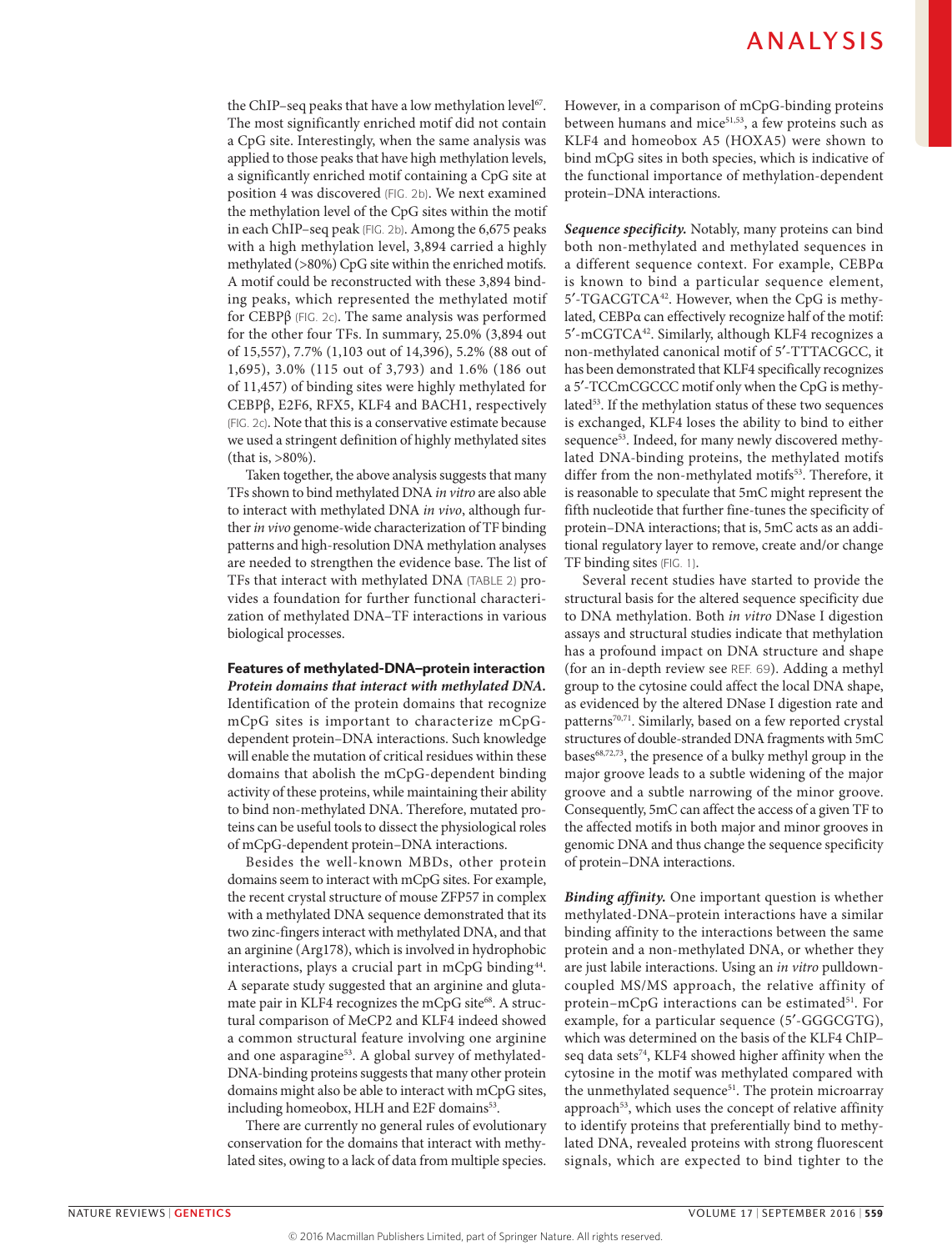the ChIP–seq peaks that have a low methylation level[67]. The most significantly enriched motif did not contain a CpG site. Interestingly, when the same analysis was applied to those peaks that have high methylation levels, a significantly enriched motif containing a CpG site at position 4 was discovered (FIG. 2b). We next examined the methylation level of the CpG sites within the motif in each ChIP–seq peak (FIG. 2b). Among the 6,675 peaks with a high methylation level, 3,894 carried a highly methylated (>80%) CpG site within the enriched motifs. A motif could be reconstructed with these 3,894 binding peaks, which represented the methylated motif for CEBPβ (FIG. 2c). The same analysis was performed for the other four TFs. In summary, 25.0% (3,894 out of 15,557), 7.7% (1,103 out of 14,396), 5.2% (88 out of 1,695), 3.0% (115 out of 3,793) and 1.6% (186 out of 11,457) of binding sites were highly methylated for CEBPβ, E2F6, RFX5, KLF4 and BACH1, respectively (FIG. 2c). Note that this is a conservative estimate because we used a stringent definition of highly methylated sites (that is, >80%).

Taken together, the above analysis suggests that many TFs shown to bind methylated DNA *in vitro* are also able to interact with methylated DNA *in vivo*, although further *in vivo* genome-wide characterization of TF binding patterns and high-resolution DNA methylation analyses are needed to strengthen the evidence base. The list of TFs that interact with methylated DNA (TABLE 2) provides a foundation for further functional characterization of methylated DNA–TF interactions in various biological processes.

## Features of methylated-DNA–protein interaction

***Protein domains that interact with methylated DNA.*** Identification of the protein domains that recognize mCpG sites is important to characterize mCpG-dependent protein–DNA interactions. Such knowledge will enable the mutation of critical residues within these domains that abolish the mCpG-dependent binding activity of these proteins, while maintaining their ability to bind non-methylated DNA. Therefore, mutated proteins can be useful tools to dissect the physiological roles of mCpG-dependent protein–DNA interactions.

Besides the well-known MBDs, other protein domains seem to interact with mCpG sites. For example, the recent crystal structure of mouse ZFP57 in complex with a methylated DNA sequence demonstrated that its two zinc-fingers interact with methylated DNA, and that an arginine (Arg178), which is involved in hydrophobic interactions, plays a crucial part in mCpG binding[44]. A separate study suggested that an arginine and glutamate pair in KLF4 recognizes the mCpG site[68]. A structural comparison of MeCP2 and KLF4 indeed showed a common structural feature involving one arginine and one asparagine[53]. A global survey of methylated-DNA-binding proteins suggests that many other protein domains might also be able to interact with mCpG sites, including homeobox, HLH and E2F domains[53].

There are currently no general rules of evolutionary conservation for the domains that interact with methylated sites, owing to a lack of data from multiple species. However, in a comparison of mCpG-binding proteins between humans and mice[51,53], a few proteins such as KLF4 and homeobox A5 (HOXA5) were shown to bind mCpG sites in both species, which is indicative of the functional importance of methylation-dependent protein–DNA interactions.

***Sequence specificity.*** Notably, many proteins can bind both non-methylated and methylated sequences in a different sequence context. For example, CEBPα is known to bind a particular sequence element, 5′-TGACGTCA[42]. However, when the CpG is methylated, CEBPα can effectively recognize half of the motif: 5′-mCGTCA[42]. Similarly, although KLF4 recognizes a non-methylated canonical motif of 5′-TTTACGCC, it has been demonstrated that KLF4 specifically recognizes a 5′-TCCmCGCCC motif only when the CpG is methylated[53]. If the methylation status of these two sequences is exchanged, KLF4 loses the ability to bind to either sequence[53]. Indeed, for many newly discovered methylated DNA-binding proteins, the methylated motifs differ from the non-methylated motifs[53]. Therefore, it is reasonable to speculate that 5mC might represent the fifth nucleotide that further fine-tunes the specificity of protein–DNA interactions; that is, 5mC acts as an additional regulatory layer to remove, create and/or change TF binding sites (FIG. 1).

Several recent studies have started to provide the structural basis for the altered sequence specificity due to DNA methylation. Both *in vitro* DNase I digestion assays and structural studies indicate that methylation has a profound impact on DNA structure and shape (for an in-depth review see REF. 69). Adding a methyl group to the cytosine could affect the local DNA shape, as evidenced by the altered DNase I digestion rate and patterns[70,71]. Similarly, based on a few reported crystal structures of double-stranded DNA fragments with 5mC bases[68,72,73], the presence of a bulky methyl group in the major groove leads to a subtle widening of the major groove and a subtle narrowing of the minor groove. Consequently, 5mC can affect the access of a given TF to the affected motifs in both major and minor grooves in genomic DNA and thus change the sequence specificity of protein–DNA interactions.

***Binding affinity.*** One important question is whether methylated-DNA–protein interactions have a similar binding affinity to the interactions between the same protein and a non-methylated DNA, or whether they are just labile interactions. Using an *in vitro* pulldown-coupled MS/MS approach, the relative affinity of protein–mCpG interactions can be estimated[51]. For example, for a particular sequence (5′-GGGCGTG), which was determined on the basis of the KLF4 ChIP–seq data sets[74], KLF4 showed higher affinity when the cytosine in the motif was methylated compared with the unmethylated sequence[51]. The protein microarray approach[53], which uses the concept of relative affinity to identify proteins that preferentially bind to methylated DNA, revealed proteins with strong fluorescent signals, which are expected to bind tighter to the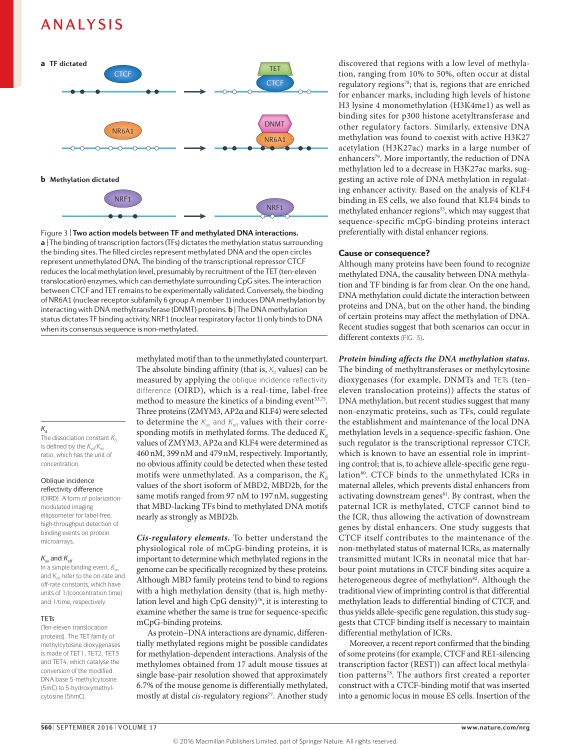Figure 3 | **Two action models between TF and methylated DNA interactions.** **a** | The binding of transcription factors (TFs) dictates the methylation status surrounding the binding sites. The filled circles represent methylated DNA and the open circles represent unmethylated DNA. The binding of the transcriptional repressor CTCF reduces the local methylation level, presumably by recruitment of the TET (ten-eleven translocation) enzymes, which can demethylate surrounding CpG sites. The interaction between CTCF and TET remains to be experimentally validated. Conversely, the binding of NR6A1 (nuclear receptor subfamily 6 group A member 1) induces DNA methylation by interacting with DNA methyltransferase (DNMT) proteins. **b** | The DNA methylation status dictates TF binding activity. NRF1 (nuclear respiratory factor 1) only binds to DNA when its consensus sequence is non-methylated.

methylated motif than to the unmethylated counterpart. The absolute binding affinity (that is, $K_d$ values) can be measured by applying the oblique incidence reflectivity difference (OIRD), which is a real-time, label-free method to measure the kinetics of a binding event[53,75]. Three proteins (ZMYM3, AP2α and KLF4) were selected to determine the $K_{on}$ and $K_{off}$ values with their corresponding motifs in methylated forms. The deduced $K_d$ values of ZMYM3, AP2α and KLF4 were determined as 460 nM, 399 nM and 479 nM, respectively. Importantly, no obvious affinity could be detected when these tested motifs were unmethylated. As a comparison, the $K_d$ values of the short isoform of MBD2, MBD2b, for the same motifs ranged from 97 nM to 197 nM, suggesting that MBD-lacking TFs bind to methylated DNA motifs nearly as strongly as MBD2b.

***Cis-regulatory elements.*** To better understand the physiological role of mCpG-binding proteins, it is important to determine which methylated regions in the genome can be specifically recognized by these proteins. Although MBD family proteins tend to bind to regions with a high methylation density (that is, high methylation level and high CpG density)[76], it is interesting to examine whether the same is true for sequence-specific mCpG-binding proteins.

As protein–DNA interactions are dynamic, differentially methylated regions might be possible candidates for methylation-dependent interactions. Analysis of the methylomes obtained from 17 adult mouse tissues at single base-pair resolution showed that approximately 6.7% of the mouse genome is differentially methylated, mostly at distal *cis*-regulatory regions[77]. Another study discovered that regions with a low level of methylation, ranging from 10% to 50%, often occur at distal regulatory regions[78]; that is, regions that are enriched for enhancer marks, including high levels of histone H3 lysine 4 monomethylation (H3K4me1) as well as binding sites for p300 histone acetyltransferase and other regulatory factors. Similarly, extensive DNA methylation was found to coexist with active H3K27 acetylation (H3K27ac) marks in a large number of enhancers[79]. More importantly, the reduction of DNA methylation led to a decrease in H3K27ac marks, suggesting an active role of DNA methylation in regulating enhancer activity. Based on the analysis of KLF4 binding in ES cells, we also found that KLF4 binds to methylated enhancer regions[53], which may suggest that sequence-specific mCpG-binding proteins interact preferentially with distal enhancer regions.

**$K_d$**
The dissociation constant $K_d$ is defined by the $K_{off}/K_{on}$ ratio, which has the unit of concentration.

**Oblique incidence reflectivity difference**
(OIRD). A form of polarization-modulated imaging ellipsometer for label-free, high-throughput detection of binding events on protein microarrays.

**$K_{on}$ and $K_{off}$**
In a simple binding event, $K_{on}$ and $K_{off}$ refer to the on-rate and off-rate constants, which have units of 1/(concentration time) and 1/time, respectively.

**TETs**
(Ten-eleven translocation proteins). The TET family of methylcytosine dioxygenases is made of TET1, TET2, TET3 and TET4, which catalyse the conversion of the modified DNA base 5-methylcytosine (5mC) to 5-hydroxymethylcytosine (5hmC).

## Cause or consequence?

Although many proteins have been found to recognize methylated DNA, the causality between DNA methylation and TF binding is far from clear. On the one hand, DNA methylation could dictate the interaction between proteins and DNA, but on the other hand, the binding of certain proteins may affect the methylation of DNA. Recent studies suggest that both scenarios can occur in different contexts (FIG. 3).

***Protein binding affects the DNA methylation status.*** The binding of methyltransferases or methylcytosine dioxygenases (for example, DNMTs and TETs (ten-eleven translocation proteins)) affects the status of DNA methylation, but recent studies suggest that many non-enzymatic proteins, such as TFs, could regulate the establishment and maintenance of the local DNA methylation levels in a sequence-specific fashion. One such regulator is the transcriptional repressor CTCF, which is known to have an essential role in imprinting control; that is, to achieve allele-specific gene regulation[80]. CTCF binds to the unmethylated ICRs in maternal alleles, which prevents distal enhancers from activating downstream genes[81]. By contrast, when the paternal ICR is methylated, CTCF cannot bind to the ICR, thus allowing the activation of downstream genes by distal enhancers. One study suggests that CTCF itself contributes to the maintenance of the non-methylated status of maternal ICRs, as maternally transmitted mutant ICRs in neonatal mice that harbour point mutations in CTCF binding sites acquire a heterogeneous degree of methylation[82]. Although the traditional view of imprinting control is that differential methylation leads to differential binding of CTCF, and thus yields allele-specific gene regulation, this study suggests that CTCF binding itself is necessary to maintain differential methylation of ICRs.

Moreover, a recent report confirmed that the binding of some proteins (for example, CTCF and RE1-silencing transcription factor (REST)) can affect local methylation patterns[78]. The authors first created a reporter construct with a CTCF-binding motif that was inserted into a genomic locus in mouse ES cells. Insertion of the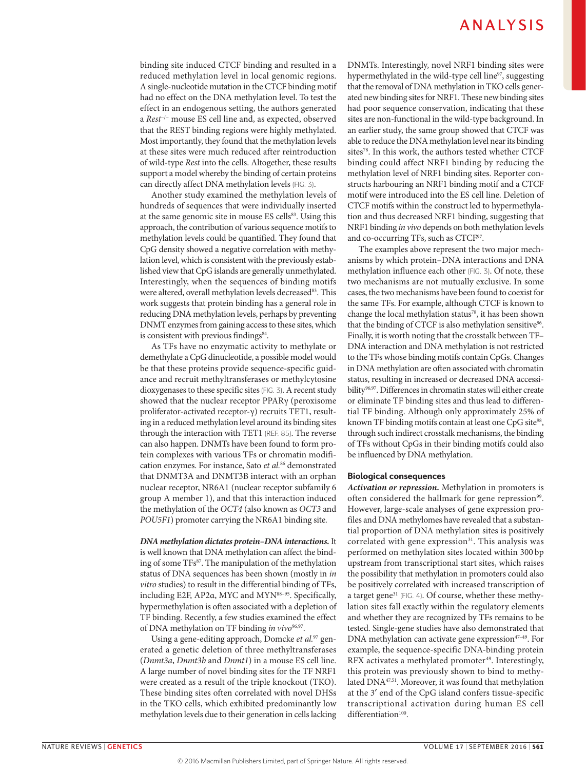binding site induced CTCF binding and resulted in a reduced methylation level in local genomic regions. A single-nucleotide mutation in the CTCF binding motif had no effect on the DNA methylation level. To test the effect in an endogenous setting, the authors generated a *Rest*$^{-/-}$ mouse ES cell line and, as expected, observed that the REST binding regions were highly methylated. Most importantly, they found that the methylation levels at these sites were much reduced after reintroduction of wild-type *Rest* into the cells. Altogether, these results support a model whereby the binding of certain proteins can directly affect DNA methylation levels (FIG. 3).

Another study examined the methylation levels of hundreds of sequences that were individually inserted at the same genomic site in mouse ES cells[83]. Using this approach, the contribution of various sequence motifs to methylation levels could be quantified. They found that CpG density showed a negative correlation with methylation level, which is consistent with the previously established view that CpG islands are generally unmethylated. Interestingly, when the sequences of binding motifs were altered, overall methylation levels decreased[83]. This work suggests that protein binding has a general role in reducing DNA methylation levels, perhaps by preventing DNMT enzymes from gaining access to these sites, which is consistent with previous findings[84].

As TFs have no enzymatic activity to methylate or demethylate a CpG dinucleotide, a possible model would be that these proteins provide sequence-specific guidance and recruit methyltransferases or methylcytosine dioxygenases to these specific sites (FIG. 3). A recent study showed that the nuclear receptor PPARγ (peroxisome proliferator-activated receptor-γ) recruits TET1, resulting in a reduced methylation level around its binding sites through the interaction with TET1 (REF. 85). The reverse can also happen. DNMTs have been found to form protein complexes with various TFs or chromatin modification enzymes. For instance, Sato *et al.*[86] demonstrated that DNMT3A and DNMT3B interact with an orphan nuclear receptor, NR6A1 (nuclear receptor subfamily 6 group A member 1), and that this interaction induced the methylation of the *OCT4* (also known as *OCT3* and *POU5F1*) promoter carrying the NR6A1 binding site.

***DNA methylation dictates protein–DNA interactions.*** It is well known that DNA methylation can affect the binding of some TFs[87]. The manipulation of the methylation status of DNA sequences has been shown (mostly in *in vitro* studies) to result in the differential binding of TFs, including E2F, AP2α, MYC and MYN[88–95]. Specifically, hypermethylation is often associated with a depletion of TF binding. Recently, a few studies examined the effect of DNA methylation on TF binding *in vivo*[96,97].

Using a gene-editing approach, Domcke *et al.*[97] generated a genetic deletion of three methyltransferases (*Dnmt3a*, *Dnmt3b* and *Dnmt1*) in a mouse ES cell line. A large number of novel binding sites for the TF NRF1 were created as a result of the triple knockout (TKO). These binding sites often correlated with novel DHSs in the TKO cells, which exhibited predominantly low methylation levels due to their generation in cells lacking DNMTs. Interestingly, novel NRF1 binding sites were hypermethylated in the wild-type cell line[97], suggesting that the removal of DNA methylation in TKO cells generated new binding sites for NRF1. These new binding sites had poor sequence conservation, indicating that these sites are non-functional in the wild-type background. In an earlier study, the same group showed that CTCF was able to reduce the DNA methylation level near its binding sites[78]. In this work, the authors tested whether CTCF binding could affect NRF1 binding by reducing the methylation level of NRF1 binding sites. Reporter constructs harbouring an NRF1 binding motif and a CTCF motif were introduced into the ES cell line. Deletion of CTCF motifs within the construct led to hypermethylation and thus decreased NRF1 binding, suggesting that NRF1 binding *in vivo* depends on both methylation levels and co-occurring TFs, such as CTCF[97].

The examples above represent the two major mechanisms by which protein–DNA interactions and DNA methylation influence each other (FIG. 3). Of note, these two mechanisms are not mutually exclusive. In some cases, the two mechanisms have been found to coexist for the same TFs. For example, although CTCF is known to change the local methylation status[78], it has been shown that the binding of CTCF is also methylation sensitive[96]. Finally, it is worth noting that the crosstalk between TF–DNA interaction and DNA methylation is not restricted to the TFs whose binding motifs contain CpGs. Changes in DNA methylation are often associated with chromatin status, resulting in increased or decreased DNA accessibility[96,97]. Differences in chromatin states will either create or eliminate TF binding sites and thus lead to differential TF binding. Although only approximately 25% of known TF binding motifs contain at least one CpG site[98], through such indirect crosstalk mechanisms, the binding of TFs without CpGs in their binding motifs could also be influenced by DNA methylation.

## Biological consequences

***Activation or repression.*** Methylation in promoters is often considered the hallmark for gene repression[99]. However, large-scale analyses of gene expression profiles and DNA methylomes have revealed that a substantial proportion of DNA methylation sites is positively correlated with gene expression[31]. This analysis was performed on methylation sites located within 300 bp upstream from transcriptional start sites, which raises the possibility that methylation in promoters could also be positively correlated with increased transcription of a target gene[31] (FIG. 4). Of course, whether these methylation sites fall exactly within the regulatory elements and whether they are recognized by TFs remains to be tested. Single-gene studies have also demonstrated that DNA methylation can activate gene expression[47–49]. For example, the sequence-specific DNA-binding protein RFX activates a methylated promoter[49]. Interestingly, this protein was previously shown to bind to methylated DNA[47,51]. Moreover, it was found that methylation at the 3′ end of the CpG island confers tissue-specific transcriptional activation during human ES cell differentiation[100].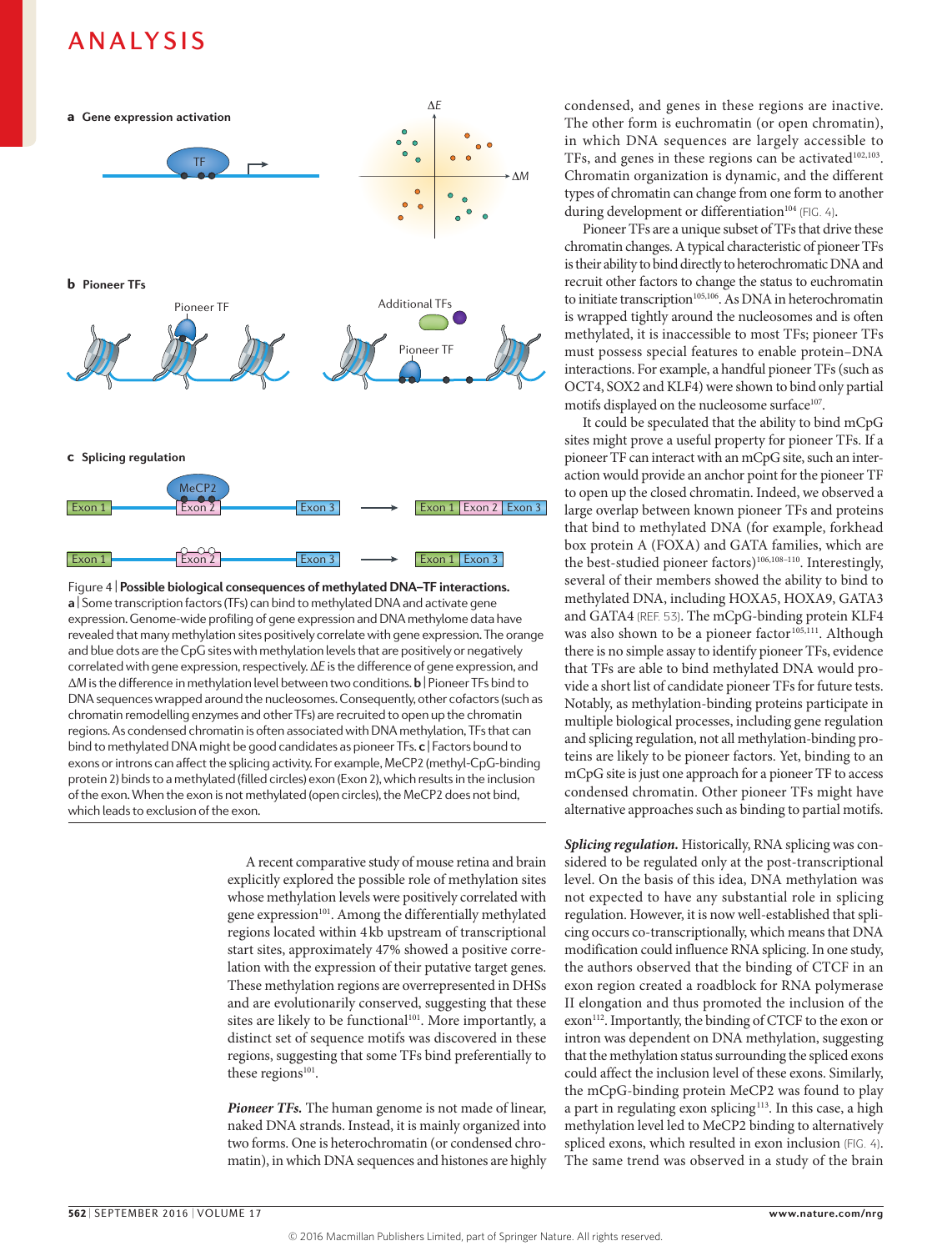Figure 4 | **Possible biological consequences of methylated DNA–TF interactions.** **a** | Some transcription factors (TFs) can bind to methylated DNA and activate gene expression. Genome-wide profiling of gene expression and DNA methylome data have revealed that many methylation sites positively correlate with gene expression. The orange and blue dots are the CpG sites with methylation levels that are positively or negatively correlated with gene expression, respectively. Δ*E* is the difference of gene expression, and Δ*M* is the difference in methylation level between two conditions. **b** | Pioneer TFs bind to DNA sequences wrapped around the nucleosomes. Consequently, other cofactors (such as chromatin remodelling enzymes and other TFs) are recruited to open up the chromatin regions. As condensed chromatin is often associated with DNA methylation, TFs that can bind to methylated DNA might be good candidates as pioneer TFs. **c** | Factors bound to exons or introns can affect the splicing activity. For example, MeCP2 (methyl-CpG-binding protein 2) binds to a methylated (filled circles) exon (Exon 2), which results in the inclusion of the exon. When the exon is not methylated (open circles), the MeCP2 does not bind, which leads to exclusion of the exon.

A recent comparative study of mouse retina and brain explicitly explored the possible role of methylation sites whose methylation levels were positively correlated with gene expression[101]. Among the differentially methylated regions located within 4 kb upstream of transcriptional start sites, approximately 47% showed a positive correlation with the expression of their putative target genes. These methylation regions are overrepresented in DHSs and are evolutionarily conserved, suggesting that these sites are likely to be functional[101]. More importantly, a distinct set of sequence motifs was discovered in these regions, suggesting that some TFs bind preferentially to these regions[101].

***Pioneer TFs.*** The human genome is not made of linear, naked DNA strands. Instead, it is mainly organized into two forms. One is heterochromatin (or condensed chromatin), in which DNA sequences and histones are highly condensed, and genes in these regions are inactive. The other form is euchromatin (or open chromatin), in which DNA sequences are largely accessible to TFs, and genes in these regions can be activated[102,103]. Chromatin organization is dynamic, and the different types of chromatin can change from one form to another during development or differentiation[104] (FIG. 4).

Pioneer TFs are a unique subset of TFs that drive these chromatin changes. A typical characteristic of pioneer TFs is their ability to bind directly to heterochromatic DNA and recruit other factors to change the status to euchromatin to initiate transcription[105,106]. As DNA in heterochromatin is wrapped tightly around the nucleosomes and is often methylated, it is inaccessible to most TFs; pioneer TFs must possess special features to enable protein–DNA interactions. For example, a handful pioneer TFs (such as OCT4, SOX2 and KLF4) were shown to bind only partial motifs displayed on the nucleosome surface[107].

It could be speculated that the ability to bind mCpG sites might prove a useful property for pioneer TFs. If a pioneer TF can interact with an mCpG site, such an interaction would provide an anchor point for the pioneer TF to open up the closed chromatin. Indeed, we observed a large overlap between known pioneer TFs and proteins that bind to methylated DNA (for example, forkhead box protein A (FOXA) and GATA families, which are the best-studied pioneer factors)[106,108–110]. Interestingly, several of their members showed the ability to bind to methylated DNA, including HOXA5, HOXA9, GATA3 and GATA4 (REF. 53). The mCpG-binding protein KLF4 was also shown to be a pioneer factor[105,111]. Although there is no simple assay to identify pioneer TFs, evidence that TFs are able to bind methylated DNA would provide a short list of candidate pioneer TFs for future tests. Notably, as methylation-binding proteins participate in multiple biological processes, including gene regulation and splicing regulation, not all methylation-binding proteins are likely to be pioneer factors. Yet, binding to an mCpG site is just one approach for a pioneer TF to access condensed chromatin. Other pioneer TFs might have alternative approaches such as binding to partial motifs.

***Splicing regulation.*** Historically, RNA splicing was considered to be regulated only at the post-transcriptional level. On the basis of this idea, DNA methylation was not expected to have any substantial role in splicing regulation. However, it is now well-established that splicing occurs co-transcriptionally, which means that DNA modification could influence RNA splicing. In one study, the authors observed that the binding of CTCF in an exon region created a roadblock for RNA polymerase II elongation and thus promoted the inclusion of the exon[112]. Importantly, the binding of CTCF to the exon or intron was dependent on DNA methylation, suggesting that the methylation status surrounding the spliced exons could affect the inclusion level of these exons. Similarly, the mCpG-binding protein MeCP2 was found to play a part in regulating exon splicing[113]. In this case, a high methylation level led to MeCP2 binding to alternatively spliced exons, which resulted in exon inclusion (FIG. 4). The same trend was observed in a study of the brain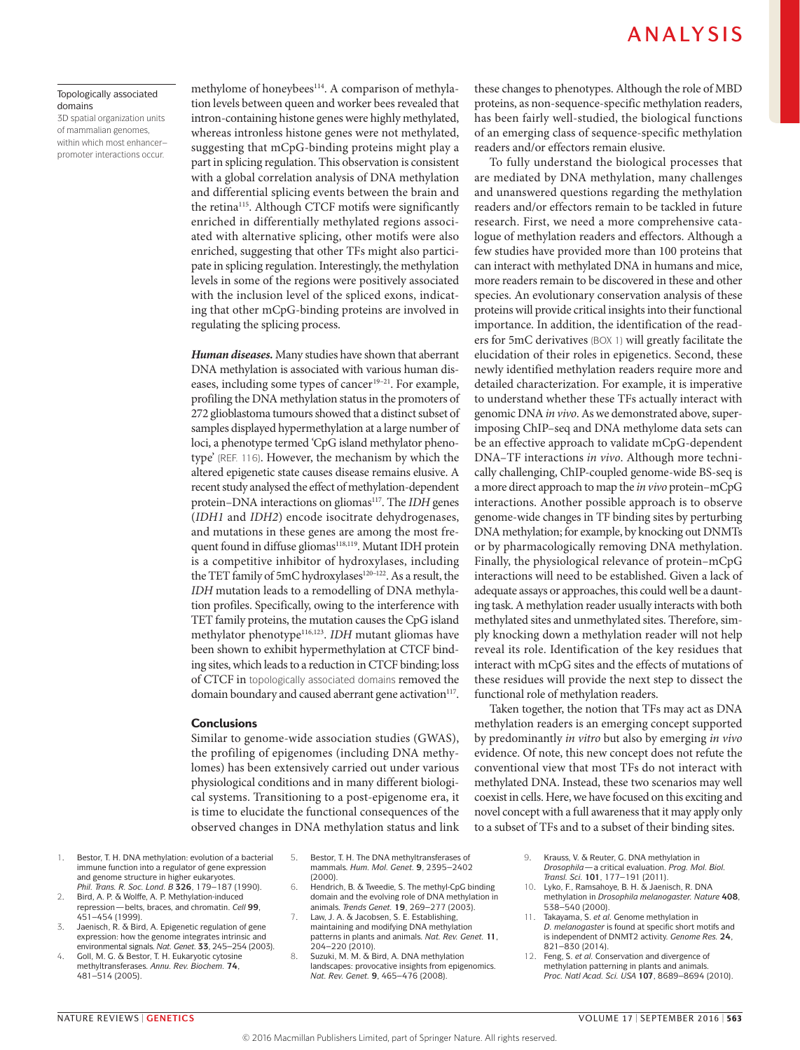Topologically associated domains

3D spatial organization units of mammalian genomes, within which most enhancer–promoter interactions occur.

methylome of honeybees[114]. A comparison of methylation levels between queen and worker bees revealed that intron-containing histone genes were highly methylated, whereas intronless histone genes were not methylated, suggesting that mCpG-binding proteins might play a part in splicing regulation. This observation is consistent with a global correlation analysis of DNA methylation and differential splicing events between the brain and the retina[115]. Although CTCF motifs were significantly enriched in differentially methylated regions associated with alternative splicing, other motifs were also enriched, suggesting that other TFs might also participate in splicing regulation. Interestingly, the methylation levels in some of the regions were positively associated with the inclusion level of the spliced exons, indicating that other mCpG-binding proteins are involved in regulating the splicing process.

***Human diseases.*** Many studies have shown that aberrant DNA methylation is associated with various human diseases, including some types of cancer[19–21]. For example, profiling the DNA methylation status in the promoters of 272 glioblastoma tumours showed that a distinct subset of samples displayed hypermethylation at a large number of loci, a phenotype termed 'CpG island methylator phenotype' (REF. 116). However, the mechanism by which the altered epigenetic state causes disease remains elusive. A recent study analysed the effect of methylation-dependent protein–DNA interactions on gliomas[117]. The *IDH* genes (*IDH1* and *IDH2*) encode isocitrate dehydrogenases, and mutations in these genes are among the most frequent found in diffuse gliomas[118,119]. Mutant IDH protein is a competitive inhibitor of hydroxylases, including the TET family of 5mC hydroxylases[120–122]. As a result, the *IDH* mutation leads to a remodelling of DNA methylation profiles. Specifically, owing to the interference with TET family proteins, the mutation causes the CpG island methylator phenotype[116,123]. *IDH* mutant gliomas have been shown to exhibit hypermethylation at CTCF binding sites, which leads to a reduction in CTCF binding; loss of CTCF in topologically associated domains removed the domain boundary and caused aberrant gene activation[117].

### Conclusions

Similar to genome-wide association studies (GWAS), the profiling of epigenomes (including DNA methylomes) has been extensively carried out under various physiological conditions and in many different biological systems. Transitioning to a post-epigenome era, it is time to elucidate the functional consequences of the observed changes in DNA methylation status and link these changes to phenotypes. Although the role of MBD proteins, as non-sequence-specific methylation readers, has been fairly well-studied, the biological functions of an emerging class of sequence-specific methylation readers and/or effectors remain elusive.

To fully understand the biological processes that are mediated by DNA methylation, many challenges and unanswered questions regarding the methylation readers and/or effectors remain to be tackled in future research. First, we need a more comprehensive catalogue of methylation readers and effectors. Although a few studies have provided more than 100 proteins that can interact with methylated DNA in humans and mice, more readers remain to be discovered in these and other species. An evolutionary conservation analysis of these proteins will provide critical insights into their functional importance. In addition, the identification of the readers for 5mC derivatives (BOX 1) will greatly facilitate the elucidation of their roles in epigenetics. Second, these newly identified methylation readers require more and detailed characterization. For example, it is imperative to understand whether these TFs actually interact with genomic DNA *in vivo*. As we demonstrated above, superimposing ChIP–seq and DNA methylome data sets can be an effective approach to validate mCpG-dependent DNA–TF interactions *in vivo*. Although more technically challenging, ChIP-coupled genome-wide BS-seq is a more direct approach to map the *in vivo* protein–mCpG interactions. Another possible approach is to observe genome-wide changes in TF binding sites by perturbing DNA methylation; for example, by knocking out DNMTs or by pharmacologically removing DNA methylation. Finally, the physiological relevance of protein–mCpG interactions will need to be established. Given a lack of adequate assays or approaches, this could well be a daunting task. A methylation reader usually interacts with both methylated sites and unmethylated sites. Therefore, simply knocking down a methylation reader will not help reveal its role. Identification of the key residues that interact with mCpG sites and the effects of mutations of these residues will provide the next step to dissect the functional role of methylation readers.

Taken together, the notion that TFs may act as DNA methylation readers is an emerging concept supported by predominantly *in vitro* but also by emerging *in vivo* evidence. Of note, this new concept does not refute the conventional view that most TFs do not interact with methylated DNA. Instead, these two scenarios may well coexist in cells. Here, we have focused on this exciting and novel concept with a full awareness that it may apply only to a subset of TFs and to a subset of their binding sites.

1. Bestor, T. H. DNA methylation: evolution of a bacterial immune function into a regulator of gene expression and genome structure in higher eukaryotes. *Phil. Trans. R. Soc. Lond. B* **326**, 179–187 (1990).
2. Bird, A. P. & Wolffe, A. P. Methylation-induced repression—belts, braces, and chromatin. *Cell* **99**, 451–454 (1999).
3. Jaenisch, R. & Bird, A. Epigenetic regulation of gene expression: how the genome integrates intrinsic and environmental signals. *Nat. Genet.* **33**, 245–254 (2003).
4. Goll, M. G. & Bestor, T. H. Eukaryotic cytosine methyltransferases. *Annu. Rev. Biochem.* **74**, 481–514 (2005).
5. Bestor, T. H. The DNA methyltransferases of mammals. *Hum. Mol. Genet.* **9**, 2395–2402 (2000).
6. Hendrich, B. & Tweedie, S. The methyl-CpG binding domain and the evolving role of DNA methylation in animals. *Trends Genet.* **19**, 269–277 (2003).
7. Law, J. A. & Jacobsen, S. E. Establishing, maintaining and modifying DNA methylation patterns in plants and animals. *Nat. Rev. Genet.* **11**, 204–220 (2010).
8. Suzuki, M. M. & Bird, A. DNA methylation landscapes: provocative insights from epigenomics. *Nat. Rev. Genet.* **9**, 465–476 (2008).
9. Krauss, V. & Reuter, G. DNA methylation in *Drosophila*—a critical evaluation. *Prog. Mol. Biol. Transl. Sci.* **101**, 177–191 (2011).
10. Lyko, F., Ramsahoye, B. H. & Jaenisch, R. DNA methylation in *Drosophila melanogaster*. *Nature* **408**, 538–540 (2000).
11. Takayama, S. *et al.* Genome methylation in *D. melanogaster* is found at specific short motifs and is independent of DNMT2 activity. *Genome Res.* **24**, 821–830 (2014).
12. Feng, S. *et al.* Conservation and divergence of methylation patterning in plants and animals. *Proc. Natl Acad. Sci. USA* **107**, 8689–8694 (2010).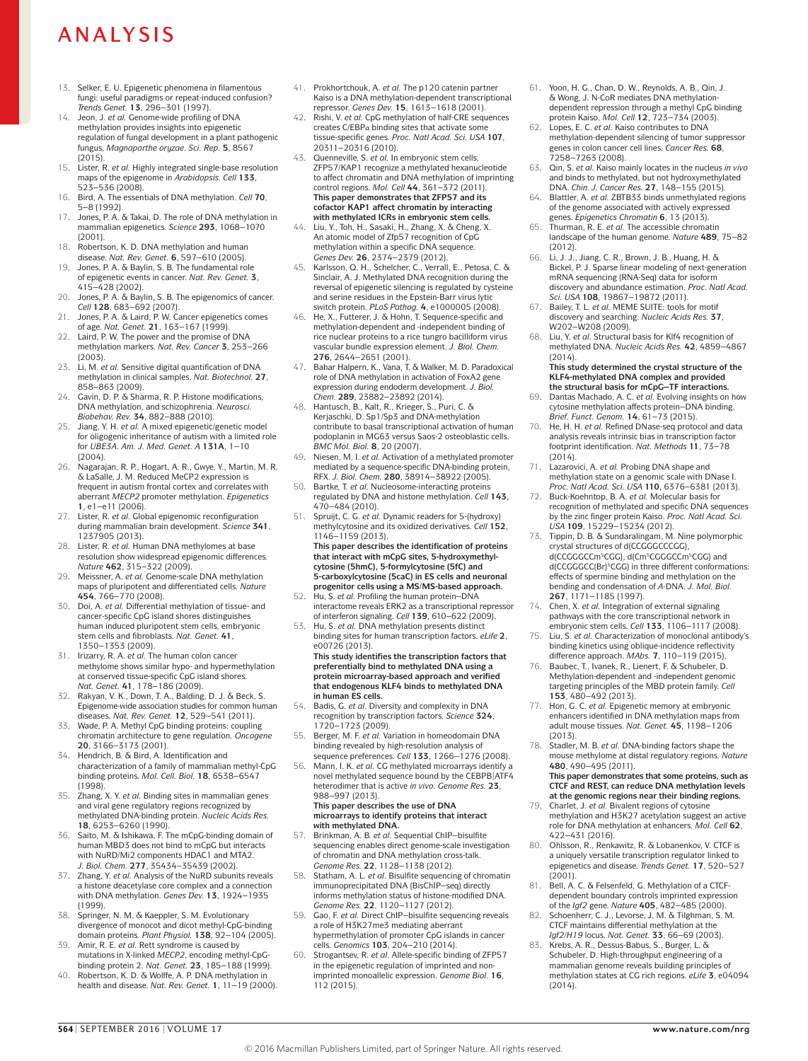13. Selker, E. U. Epigenetic phenomena in filamentous fungi: useful paradigms or repeat-induced confusion? *Trends Genet.* **13**, 296–301 (1997).
14. Jeon, J. *et al.* Genome-wide profiling of DNA methylation provides insights into epigenetic regulation of fungal development in a plant pathogenic fungus, *Magnaporthe oryzae*. *Sci. Rep.* **5**, 8567 (2015).
15. Lister, R. *et al.* Highly integrated single-base resolution maps of the epigenome in *Arabidopsis*. *Cell* **133**, 523–536 (2008).
16. Bird, A. The essentials of DNA methylation. *Cell* **70**, 5–8 (1992).
17. Jones, P. A. & Takai, D. The role of DNA methylation in mammalian epigenetics. *Science* **293**, 1068–1070 (2001).
18. Robertson, K. D. DNA methylation and human disease. *Nat. Rev. Genet.* **6**, 597–610 (2005).
19. Jones, P. A. & Baylin, S. B. The fundamental role of epigenetic events in cancer. *Nat. Rev. Genet.* **3**, 415–428 (2002).
20. Jones, P. A. & Baylin, S. B. The epigenomics of cancer. *Cell* **128**, 683–692 (2007).
21. Jones, P. A. & Laird, P. W. Cancer epigenetics comes of age. *Nat. Genet.* **21**, 163–167 (1999).
22. Laird, P. W. The power and the promise of DNA methylation markers. *Nat. Rev. Cancer* **3**, 253–266 (2003).
23. Li, M. *et al.* Sensitive digital quantification of DNA methylation in clinical samples. *Nat. Biotechnol.* **27**, 858–863 (2009).
24. Gavin, D. P. & Sharma, R. P. Histone modifications, DNA methylation, and schizophrenia. *Neurosci. Biobehav. Rev.* **34**, 882–888 (2010).
25. Jiang, Y. H. *et al.* A mixed epigenetic/genetic model for oligogenic inheritance of autism with a limited role for *UBE3A*. *Am. J. Med. Genet. A* **131A**, 1–10 (2004).
26. Nagarajan, R. P., Hogart, A. R., Gwye, Y., Martin, M. R. & LaSalle, J. M. Reduced MeCP2 expression is frequent in autism frontal cortex and correlates with aberrant *MECP2* promoter methylation. *Epigenetics* **1**, e1–e11 (2006).
27. Lister, R. *et al.* Global epigenomic reconfiguration during mammalian brain development. *Science* **341**, 1237905 (2013).
28. Lister, R. *et al.* Human DNA methylomes at base resolution show widespread epigenomic differences. *Nature* **462**, 315–322 (2009).
29. Meissner, A. *et al.* Genome-scale DNA methylation maps of pluripotent and differentiated cells. *Nature* **454**, 766–770 (2008).
30. Doi, A. *et al.* Differential methylation of tissue- and cancer-specific CpG island shores distinguishes human induced pluripotent stem cells, embryonic stem cells and fibroblasts. *Nat. Genet.* **41**, 1350–1353 (2009).
31. Irizarry, R. A. *et al.* The human colon cancer methylome shows similar hypo- and hypermethylation at conserved tissue-specific CpG island shores. *Nat. Genet.* **41**, 178–186 (2009).
32. Rakyan, V. K., Down, T. A., Balding, D. J. & Beck, S. Epigenome-wide association studies for common human diseases. *Nat. Rev. Genet.* **12**, 529–541 (2011).
33. Wade, P. A. Methyl CpG binding proteins: coupling chromatin architecture to gene regulation. *Oncogene* **20**, 3166–3173 (2001).
34. Hendrich, B. & Bird, A. Identification and characterization of a family of mammalian methyl-CpG binding proteins. *Mol. Cell. Biol.* **18**, 6538–6547 (1998).
35. Zhang, X. Y. *et al.* Binding sites in mammalian genes and viral gene regulatory regions recognized by methylated DNA-binding protein. *Nucleic Acids Res.* **18**, 6253–6260 (1990).
36. Saito, M. & Ishikawa, F. The mCpG-binding domain of human MBD3 does not bind to mCpG but interacts with NuRD/Mi2 components HDAC1 and MTA2. *J. Biol. Chem.* **277**, 35434–35439 (2002).
37. Zhang, Y. *et al.* Analysis of the NuRD subunits reveals a histone deacetylase core complex and a connection with DNA methylation. *Genes Dev.* **13**, 1924–1935 (1999).
38. Springer, N. M. & Kaeppler, S. M. Evolutionary divergence of monocot and dicot methyl-CpG-binding domain proteins. *Plant Physiol.* **138**, 92–104 (2005).
39. Amir, R. E. *et al.* Rett syndrome is caused by mutations in X-linked *MECP2*, encoding methyl-CpG-binding protein 2. *Nat. Genet.* **23**, 185–188 (1999).
40. Robertson, K. D. & Wolffe, A. P. DNA methylation in health and disease. *Nat. Rev. Genet.* **1**, 11–19 (2000).
41. Prokhortchouk, A. *et al.* The p120 catenin partner Kaiso is a DNA methylation-dependent transcriptional repressor. *Genes Dev.* **15**, 1613–1618 (2001).
42. Rishi, V. *et al.* CpG methylation of half-CRE sequences creates C/EBPα binding sites that activate some tissue-specific genes. *Proc. Natl Acad. Sci. USA* **107**, 20311–20316 (2010).
43. Quenneville, S. *et al.* In embryonic stem cells, ZFP57/KAP1 recognize a methylated hexanucleotide to affect chromatin and DNA methylation of imprinting control regions. *Mol. Cell* **44**, 361–372 (2011).
**This paper demonstrates that ZFP57 and its cofactor KAP1 affect chromatin by interacting with methylated ICRs in embryonic stem cells.**
44. Liu, Y., Toh, H., Sasaki, H., Zhang, X. & Cheng, X. An atomic model of Zfp57 recognition of CpG methylation within a specific DNA sequence. *Genes Dev.* **26**, 2374–2379 (2012).
45. Karlsson, Q. H., Schelcher, C., Verrall, E., Petosa, C. & Sinclair, A. J. Methylated DNA recognition during the reversal of epigenetic silencing is regulated by cysteine and serine residues in the Epstein-Barr virus lytic switch protein. *PLoS Pathog.* **4**, e1000005 (2008).
46. He, X., Futterer, J. & Hohn, T. Sequence-specific and methylation-dependent and -independent binding of rice nuclear proteins to a rice tungro bacilliform virus vascular bundle expression element. *J. Biol. Chem.* **276**, 2644–2651 (2001).
47. Bahar Halpern, K., Vana, T. & Walker, M. D. Paradoxical role of DNA methylation in activation of FoxA2 gene expression during endoderm development. *J. Biol. Chem.* **289**, 23882–23892 (2014).
48. Hantusch, B., Kalt, R., Krieger, S., Puri, C. & Kerjaschki, D. Sp1/Sp3 and DNA-methylation contribute to basal transcriptional activation of human podoplanin in MG63 versus Saos-2 osteoblastic cells. *BMC Mol. Biol.* **8**, 20 (2007).
49. Niesen, M. I. *et al.* Activation of a methylated promoter mediated by a sequence-specific DNA-binding protein, RFX. *J. Biol. Chem.* **280**, 38914–38922 (2005).
50. Bartke, T. *et al.* Nucleosome-interacting proteins regulated by DNA and histone methylation. *Cell* **143**, 470–484 (2010).
51. Spruijt, C. G. *et al.* Dynamic readers for 5-(hydroxy) methylcytosine and its oxidized derivatives. *Cell* **152**, 1146–1159 (2013).
**This paper describes the identification of proteins that interact with mCpG sites, 5-hydroxymethylcytosine (5hmC), 5-formylcytosine (5fC) and 5-carboxylcytosine (5caC) in ES cells and neuronal progenitor cells using a MS/MS-based approach.**
52. Hu, S. *et al.* Profiling the human protein–DNA interactome reveals ERK2 as a transcriptional repressor of interferon signaling. *Cell* **139**, 610–622 (2009).
53. Hu, S. *et al.* DNA methylation presents distinct binding sites for human transcription factors. *eLife* **2**, e00726 (2013).
**This study identifies the transcription factors that preferentially bind to methylated DNA using a protein microarray-based approach and verified that endogenous KLF4 binds to methylated DNA in human ES cells.**
54. Badis, G. *et al.* Diversity and complexity in DNA recognition by transcription factors. *Science* **324**, 1720–1723 (2009).
55. Berger, M. F. *et al.* Variation in homeodomain DNA binding revealed by high-resolution analysis of sequence preferences. *Cell* **133**, 1266–1276 (2008).
56. Mann, I. K. *et al.* CG methylated microarrays identify a novel methylated sequence bound by the CEBPB|ATF4 heterodimer that is active *in vivo*. *Genome Res.* **23**, 988–997 (2013).
**This paper describes the use of DNA microarrays to identify proteins that interact with methylated DNA.**
57. Brinkman, A. B. *et al.* Sequential ChIP–bisulfite sequencing enables direct genome-scale investigation of chromatin and DNA methylation cross-talk. *Genome Res.* **22**, 1128–1138 (2012).
58. Statham, A. L. *et al.* Bisulfite sequencing of chromatin immunoprecipitated DNA (BisChIP–seq) directly informs methylation status of histone-modified DNA. *Genome Res.* **22**, 1120–1127 (2012).
59. Gao, F. *et al.* Direct ChIP–bisulfite sequencing reveals a role of H3K27me3 mediating aberrant hypermethylation of promoter CpG islands in cancer cells. *Genomics* **103**, 204–210 (2014).
60. Strogantsev, R. *et al.* Allele-specific binding of ZFP57 in the epigenetic regulation of imprinted and non-imprinted monoallelic expression. *Genome Biol.* **16**, 112 (2015).
61. Yoon, H. G., Chan, D. W., Reynolds, A. B., Qin, J. & Wong, J. N-CoR mediates DNA methylation-dependent repression through a methyl CpG binding protein Kaiso. *Mol. Cell* **12**, 723–734 (2003).
62. Lopes, E. C. *et al.* Kaiso contributes to DNA methylation-dependent silencing of tumor suppressor genes in colon cancer cell lines. *Cancer Res.* **68**, 7258–7263 (2008).
63. Qin, S. *et al.* Kaiso mainly locates in the nucleus *in vivo* and binds to methylated, but not hydroxymethylated DNA. *Chin. J. Cancer Res.* **27**, 148–155 (2015).
64. Blattler, A. *et al.* ZBTB33 binds unmethylated regions of the genome associated with actively expressed genes. *Epigenetics Chromatin* **6**, 13 (2013).
65. Thurman, R. E. *et al.* The accessible chromatin landscape of the human genome. *Nature* **489**, 75–82 (2012).
66. Li, J. J., Jiang, C. R., Brown, J. B., Huang, H. & Bickel, P. J. Sparse linear modeling of next-generation mRNA sequencing (RNA-Seq) data for isoform discovery and abundance estimation. *Proc. Natl Acad. Sci. USA* **108**, 19867–19872 (2011).
67. Bailey, T. L. *et al.* MEME SUITE: tools for motif discovery and searching. *Nucleic Acids Res.* **37**, W202–W208 (2009).
68. Liu, Y. *et al.* Structural basis for Klf4 recognition of methylated DNA. *Nucleic Acids Res.* **42**, 4859–4867 (2014).
**This study determined the crystal structure of the KLF4-methylated DNA complex and provided the structural basis for mCpG–TF interactions.**
69. Dantas Machado, A. C. *et al.* Evolving insights on how cytosine methylation affects protein–DNA binding. *Brief. Funct. Genom.* **14**, 61–73 (2015).
70. He, H. H. *et al.* Refined DNase-seq protocol and data analysis reveals intrinsic bias in transcription factor footprint identification. *Nat. Methods* **11**, 73–78 (2014).
71. Lazarovici, A. *et al.* Probing DNA shape and methylation state on a genomic scale with DNase I. *Proc. Natl Acad. Sci. USA* **110**, 6376–6381 (2013).
72. Buck-Koehntop, B. A. *et al.* Molecular basis for recognition of methylated and specific DNA sequences by the zinc finger protein Kaiso. *Proc. Natl Acad. Sci. USA* **109**, 15229–15234 (2012).
73. Tippin, D. B. & Sundaralingam, M. Nine polymorphic crystal structures of d(CCGGGCCCGG), d(CCGGGCCm[5]CGG), d(Cm[5]CGGGCCm[5]CGG) and d(CCGGGCC(Br)[5]CGG) in three different conformations: effects of spermine binding and methylation on the bending and condensation of *A*-DNA. *J. Mol. Biol.* **267**, 1171–1185 (1997).
74. Chen, X. *et al.* Integration of external signaling pathways with the core transcriptional network in embryonic stem cells. *Cell* **133**, 1106–1117 (2008).
75. Liu, S. *et al.* Characterization of monoclonal antibody's binding kinetics using oblique-incidence reflectivity difference approach. *MAbs.* **7**, 110–119 (2015).
76. Baubec, T., Ivanek, R., Lienert, F. & Schubeler, D. Methylation-dependent and -independent genomic targeting principles of the MBD protein family. *Cell* **153**, 480–492 (2013).
77. Hon, G. C. *et al.* Epigenetic memory at embryonic enhancers identified in DNA methylation maps from adult mouse tissues. *Nat. Genet.* **45**, 1198–1206 (2013).
78. Stadler, M. B. *et al.* DNA-binding factors shape the mouse methylome at distal regulatory regions. *Nature* **480**, 490–495 (2011).
**This paper demonstrates that some proteins, such as CTCF and REST, can reduce DNA methylation levels at the genomic regions near their binding regions.**
79. Charlet, J. *et al.* Bivalent regions of cytosine methylation and H3K27 acetylation suggest an active role for DNA methylation at enhancers. *Mol. Cell* **62**, 422–431 (2016).
80. Ohlsson, R., Renkawitz, R. & Lobanenkov, V. CTCF is a uniquely versatile transcription regulator linked to epigenetics and disease. *Trends Genet.* **17**, 520–527 (2001).
81. Bell, A. C. & Felsenfeld, G. Methylation of a CTCF-dependent boundary controls imprinted expression of the *Igf2* gene. *Nature* **405**, 482–485 (2000).
82. Schoenherr, C. J., Levorse, J. M. & Tilghman, S. M. CTCF maintains differential methylation at the *Igf2/H19* locus. *Nat. Genet.* **33**, 66–69 (2003).
83. Krebs, A. R., Dessus-Babus, S., Burger, L. & Schubeler, D. High-throughput engineering of a mammalian genome reveals building principles of methylation states at CG rich regions. *eLife* **3**, e04094 (2014).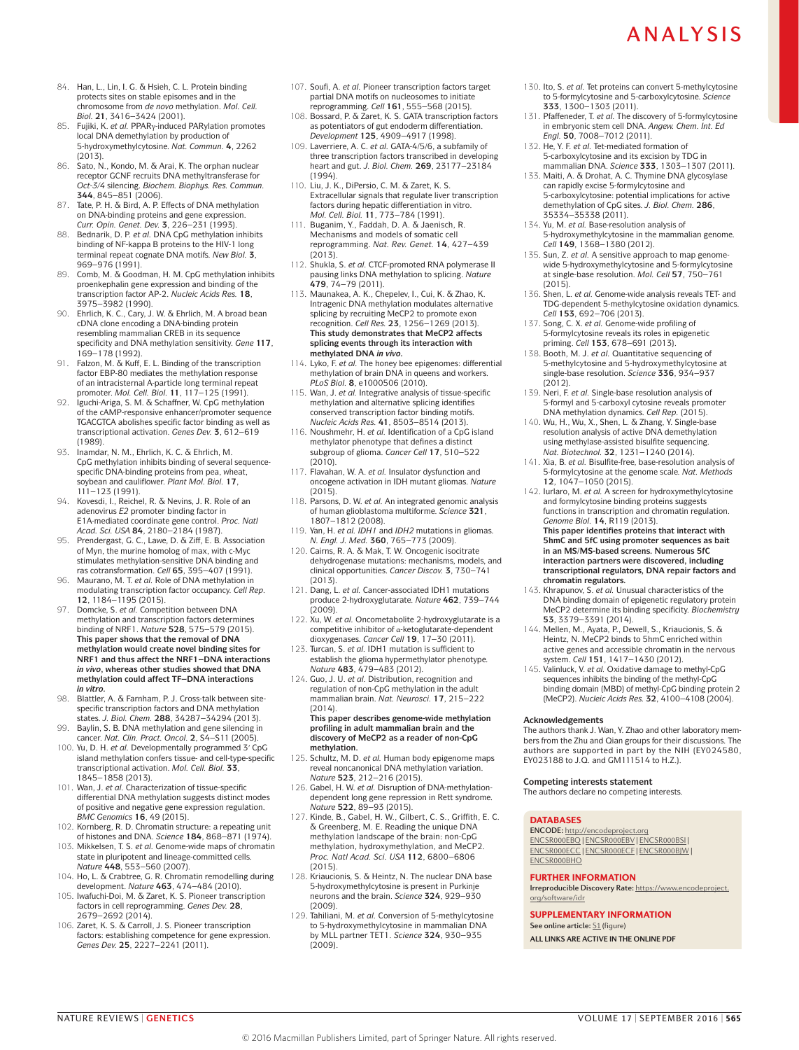84. Han, L., Lin, I. G. & Hsieh, C. L. Protein binding protects sites on stable episomes and in the chromosome from *de novo* methylation. *Mol. Cell. Biol.* **21**, 3416–3424 (2001).
85. Fujiki, K. *et al.* PPARγ-induced PARylation promotes local DNA demethylation by production of 5-hydroxymethylcytosine. *Nat. Commun.* **4**, 2262 (2013).
86. Sato, N., Kondo, M. & Arai, K. The orphan nuclear receptor GCNF recruits DNA methyltransferase for *Oct-3/4* silencing. *Biochem. Biophys. Res. Commun.* **344**, 845–851 (2006).
87. Tate, P. H. & Bird, A. P. Effects of DNA methylation on DNA-binding proteins and gene expression. *Curr. Opin. Genet. Dev.* **3**, 226–231 (1993).
88. Bednarik, D. P. *et al.* DNA CpG methylation inhibits binding of NF-kappa B proteins to the HIV-1 long terminal repeat cognate DNA motifs. *New Biol.* **3**, 969–976 (1991).
89. Comb, M. & Goodman, H. M. CpG methylation inhibits proenkephalin gene expression and binding of the transcription factor AP-2. *Nucleic Acids Res.* **18**, 3975–3982 (1990).
90. Ehrlich, K. C., Cary, J. W. & Ehrlich, M. A broad bean cDNA clone encoding a DNA-binding protein resembling mammalian CREB in its sequence specificity and DNA methylation sensitivity. *Gene* **117**, 169–178 (1992).
91. Falzon, M. & Kuff, E. L. Binding of the transcription factor EBP-80 mediates the methylation response of an intracisternal A-particle long terminal repeat promoter. *Mol. Cell. Biol.* **11**, 117–125 (1991).
92. Iguchi-Ariga, S. M. & Schaffner, W. CpG methylation of the cAMP-responsive enhancer/promoter sequence TGACGTCA abolishes specific factor binding as well as transcriptional activation. *Genes Dev.* **3**, 612–619 (1989).
93. Inamdar, N. M., Ehrlich, K. C. & Ehrlich, M. CpG methylation inhibits binding of several sequence-specific DNA-binding proteins from pea, wheat, soybean and cauliflower. *Plant Mol. Biol.* **17**, 111–123 (1991).
94. Kovesdi, I., Reichel, R. & Nevins, J. R. Role of an adenovirus *E2* promoter binding factor in E1A-mediated coordinate gene control. *Proc. Natl Acad. Sci. USA* **84**, 2180–2184 (1987).
95. Prendergast, G. C., Lawe, D. & Ziff, E. B. Association of Myn, the murine homolog of max, with c-Myc stimulates methylation-sensitive DNA binding and ras cotransformation. *Cell* **65**, 395–407 (1991).
96. Maurano, M. T. *et al.* Role of DNA methylation in modulating transcription factor occupancy. *Cell Rep.* **12**, 1184–1195 (2015).
97. Domcke, S. *et al.* Competition between DNA methylation and transcription factors determines binding of NRF1. *Nature* **528**, 575–579 (2015).
**This paper shows that the removal of DNA methylation would create novel binding sites for NRF1 and thus affect the NRF1–DNA interactions *in vivo*, whereas other studies showed that DNA methylation could affect TF–DNA interactions *in vitro*.**
98. Blattler, A. & Farnham, P. J. Cross-talk between site-specific transcription factors and DNA methylation states. *J. Biol. Chem.* **288**, 34287–34294 (2013).
99. Baylin, S. B. DNA methylation and gene silencing in cancer. *Nat. Clin. Pract. Oncol.* **2**, S4–S11 (2005).
100. Yu, D. H. *et al.* Developmentally programmed 3′ CpG island methylation confers tissue- and cell-type-specific transcriptional activation. *Mol. Cell. Biol.* **33**, 1845–1858 (2013).
101. Wan, J. *et al.* Characterization of tissue-specific differential DNA methylation suggests distinct modes of positive and negative gene expression regulation. *BMC Genomics* **16**, 49 (2015).
102. Kornberg, R. D. Chromatin structure: a repeating unit of histones and DNA. *Science* **184**, 868–871 (1974).
103. Mikkelsen, T. S. *et al.* Genome-wide maps of chromatin state in pluripotent and lineage-committed cells. *Nature* **448**, 553–560 (2007).
104. Ho, L. & Crabtree, G. R. Chromatin remodelling during development. *Nature* **463**, 474–484 (2010).
105. Iwafuchi-Doi, M. & Zaret, K. S. Pioneer transcription factors in cell reprogramming. *Genes Dev.* **28**, 2679–2692 (2014).
106. Zaret, K. S. & Carroll, J. S. Pioneer transcription factors: establishing competence for gene expression. *Genes Dev.* **25**, 2227–2241 (2011).
107. Soufi, A. *et al.* Pioneer transcription factors target partial DNA motifs on nucleosomes to initiate reprogramming. *Cell* **161**, 555–568 (2015).
108. Bossard, P. & Zaret, K. S. GATA transcription factors as potentiators of gut endoderm differentiation. *Development* **125**, 4909–4917 (1998).
109. Laverriere, A. C. *et al.* GATA-4/5/6, a subfamily of three transcription factors transcribed in developing heart and gut. *J. Biol. Chem.* **269**, 23177–23184 (1994).
110. Liu, J. K., DiPersio, C. M. & Zaret, K. S. Extracellular signals that regulate liver transcription factors during hepatic differentiation in vitro. *Mol. Cell. Biol.* **11**, 773–784 (1991).
111. Buganim, Y., Faddah, D. A. & Jaenisch, R. Mechanisms and models of somatic cell reprogramming. *Nat. Rev. Genet.* **14**, 427–439 (2013).
112. Shukla, S. *et al.* CTCF-promoted RNA polymerase II pausing links DNA methylation to splicing. *Nature* **479**, 74–79 (2011).
113. Maunakea, A. K., Chepelev, I., Cui, K. & Zhao, K. Intragenic DNA methylation modulates alternative splicing by recruiting MeCP2 to promote exon recognition. *Cell Res.* **23**, 1256–1269 (2013).
**This study demonstrates that MeCP2 affects splicing events through its interaction with methylated DNA *in vivo*.**
114. Lyko, F. *et al.* The honey bee epigenomes: differential methylation of brain DNA in queens and workers. *PLoS Biol.* **8**, e1000506 (2010).
115. Wan, J. *et al.* Integrative analysis of tissue-specific methylation and alternative splicing identifies conserved transcription factor binding motifs. *Nucleic Acids Res.* **41**, 8503–8514 (2013).
116. Noushmehr, H. *et al.* Identification of a CpG island methylator phenotype that defines a distinct subgroup of glioma. *Cancer Cell* **17**, 510–522 (2010).
117. Flavahan, W. A. *et al.* Insulator dysfunction and oncogene activation in IDH mutant gliomas. *Nature* (2015).
118. Parsons, D. W. *et al.* An integrated genomic analysis of human glioblastoma multiforme. *Science* **321**, 1807–1812 (2008).
119. Yan, H. *et al. IDH1* and *IDH2* mutations in gliomas. *N. Engl. J. Med.* **360**, 765–773 (2009).
120. Cairns, R. A. & Mak, T. W. Oncogenic isocitrate dehydrogenase mutations: mechanisms, models, and clinical opportunities. *Cancer Discov.* **3**, 730–741 (2013).
121. Dang, L. *et al.* Cancer-associated IDH1 mutations produce 2-hydroxyglutarate. *Nature* **462**, 739–744 (2009).
122. Xu, W. *et al.* Oncometabolite 2-hydroxyglutarate is a competitive inhibitor of α-ketoglutarate-dependent dioxygenases. *Cancer Cell* **19**, 17–30 (2011).
123. Turcan, S. *et al.* IDH1 mutation is sufficient to establish the glioma hypermethylator phenotype. *Nature* **483**, 479–483 (2012).
124. Guo, J. U. *et al.* Distribution, recognition and regulation of non-CpG methylation in the adult mammalian brain. *Nat. Neurosci.* **17**, 215–222 (2014).
**This paper describes genome-wide methylation profiling in adult mammalian brain and the discovery of MeCP2 as a reader of non-CpG methylation.**
125. Schultz, M. D. *et al.* Human body epigenome maps reveal noncanonical DNA methylation variation. *Nature* **523**, 212–216 (2015).
126. Gabel, H. W. *et al.* Disruption of DNA-methylation-dependent long gene repression in Rett syndrome. *Nature* **522**, 89–93 (2015).
127. Kinde, B., Gabel, H. W., Gilbert, C. S., Griffith, E. C. & Greenberg, M. E. Reading the unique DNA methylation landscape of the brain: non-CpG methylation, hydroxymethylation, and MeCP2. *Proc. Natl Acad. Sci. USA* **112**, 6800–6806 (2015).
128. Kriaucionis, S. & Heintz, N. The nuclear DNA base 5-hydroxymethylcytosine is present in Purkinje neurons and the brain. *Science* **324**, 929–930 (2009).
129. Tahiliani, M. *et al.* Conversion of 5-methylcytosine to 5-hydroxymethylcytosine in mammalian DNA by MLL partner TET1. *Science* **324**, 930–935 (2009).
130. Ito, S. *et al.* Tet proteins can convert 5-methylcytosine to 5-formylcytosine and 5-carboxylcytosine. *Science* **333**, 1300–1303 (2011).
131. Pfaffeneder, T. *et al.* The discovery of 5-formylcytosine in embryonic stem cell DNA. *Angew. Chem. Int. Ed Engl.* **50**, 7008–7012 (2011).
132. He, Y. F. *et al.* Tet-mediated formation of 5-carboxylcytosine and its excision by TDG in mammalian DNA. *Science* **333**, 1303–1307 (2011).
133. Maiti, A. & Drohat, A. C. Thymine DNA glycosylase can rapidly excise 5-formylcytosine and 5-carboxylcytosine: potential implications for active demethylation of CpG sites. *J. Biol. Chem.* **286**, 35334–35338 (2011).
134. Yu, M. *et al.* Base-resolution analysis of 5-hydroxymethylcytosine in the mammalian genome. *Cell* **149**, 1368–1380 (2012).
135. Sun, Z. *et al.* A sensitive approach to map genome-wide 5-hydroxymethylcytosine and 5-formylcytosine at single-base resolution. *Mol. Cell* **57**, 750–761 (2015).
136. Shen, L. *et al.* Genome-wide analysis reveals TET- and TDG-dependent 5-methylcytosine oxidation dynamics. *Cell* **153**, 692–706 (2013).
137. Song, C. X. *et al.* Genome-wide profiling of 5-formylcytosine reveals its roles in epigenetic priming. *Cell* **153**, 678–691 (2013).
138. Booth, M. J. *et al.* Quantitative sequencing of 5-methylcytosine and 5-hydroxymethylcytosine at single-base resolution. *Science* **336**, 934–937 (2012).
139. Neri, F. *et al.* Single-base resolution analysis of 5-formyl and 5-carboxyl cytosine reveals promoter DNA methylation dynamics. *Cell Rep.* (2015).
140. Wu, H., Wu, X., Shen, L. & Zhang, Y. Single-base resolution analysis of active DNA demethylation using methylase-assisted bisulfite sequencing. *Nat. Biotechnol.* **32**, 1231–1240 (2014).
141. Xia, B. *et al.* Bisulfite-free, base-resolution analysis of 5-formylcytosine at the genome scale. *Nat. Methods* **12**, 1047–1050 (2015).
142. Iurlaro, M. *et al.* A screen for hydroxymethylcytosine and formylcytosine binding proteins suggests functions in transcription and chromatin regulation. *Genome Biol.* **14**, R119 (2013).
**This paper identifies proteins that interact with 5hmC and 5fC using promoter sequences as bait in an MS/MS-based screens. Numerous 5fC interaction partners were discovered, including transcriptional regulators, DNA repair factors and chromatin regulators.**
143. Khrapunov, S. *et al.* Unusual characteristics of the DNA binding domain of epigenetic regulatory protein MeCP2 determine its binding specificity. *Biochemistry* **53**, 3379–3391 (2014).
144. Mellen, M., Ayata, P., Dewell, S., Kriaucionis, S. & Heintz, N. MeCP2 binds to 5hmC enriched within active genes and accessible chromatin in the nervous system. *Cell* **151**, 1417–1430 (2012).
145. Valinluck, V. *et al.* Oxidative damage to methyl-CpG sequences inhibits the binding of the methyl-CpG binding domain (MBD) of methyl-CpG binding protein 2 (MeCP2). *Nucleic Acids Res.* **32**, 4100–4108 (2004).

### Acknowledgements

The authors thank J. Wan, Y. Zhao and other laboratory members from the Zhu and Qian groups for their discussions. The authors are supported in part by the NIH (EY024580, EY023188 to J.Q. and GM111514 to H.Z.).

### Competing interests statement

The authors declare no competing interests.

### DATABASES

**ENCODE:** http://encodeproject.org
ENCSR000EBQ | ENCSR000EBV | ENCSR000BSI | ENCSR000ECC | ENCSR000ECF | ENCSR000BJW | ENCSR000BHO

### FURTHER INFORMATION

**Irreproducible Discovery Rate:** https://www.encodeproject.org/software/idr

### SUPPLEMENTARY INFORMATION

**See online article:** S1 (figure)

**ALL LINKS ARE ACTIVE IN THE ONLINE PDF**